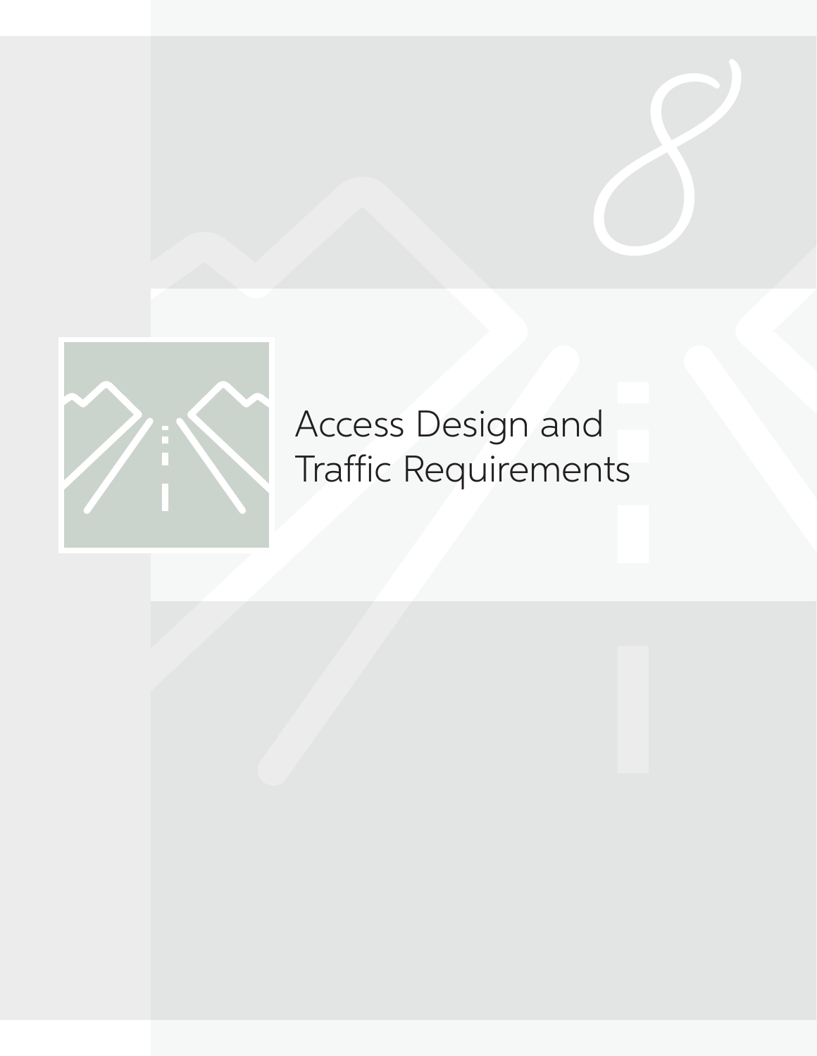# 8

# Access Design and Traffic Requirements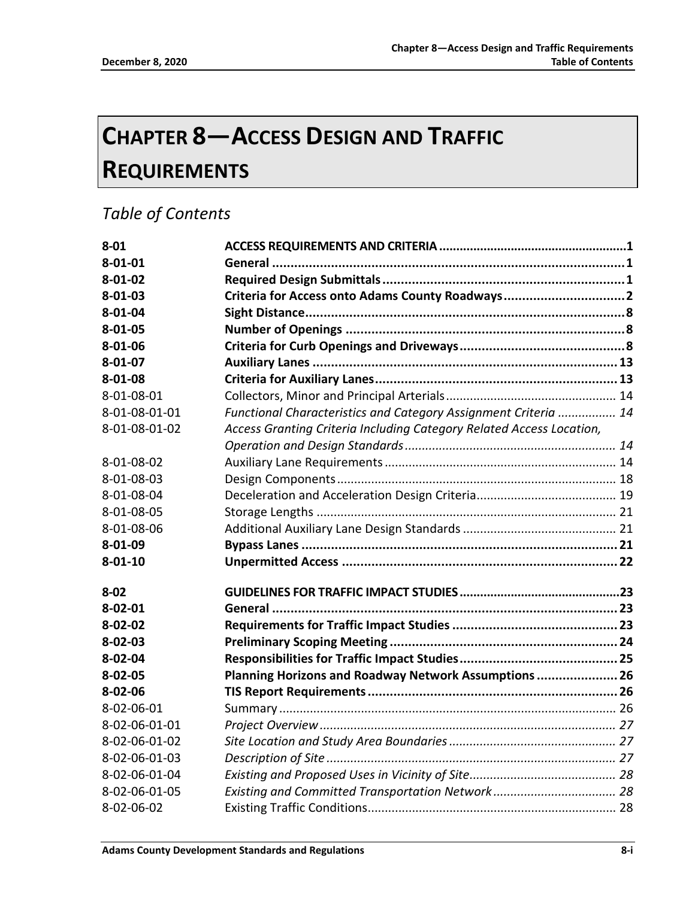# CHAPTER 8—ACCESS DESIGN AND TRAFFIC REQUIREMENTS

*Table of Contents*

| | | |
|---|---|---|
| **8-01** | **ACCESS REQUIREMENTS AND CRITERIA** | **1** |
| **8-01-01** | **General** | **1** |
| **8-01-02** | **Required Design Submittals** | **1** |
| **8-01-03** | **Criteria for Access onto Adams County Roadways** | **2** |
| **8-01-04** | **Sight Distance** | **8** |
| **8-01-05** | **Number of Openings** | **8** |
| **8-01-06** | **Criteria for Curb Openings and Driveways** | **8** |
| **8-01-07** | **Auxiliary Lanes** | **13** |
| **8-01-08** | **Criteria for Auxiliary Lanes** | **13** |
| 8-01-08-01 | Collectors, Minor and Principal Arterials | 14 |
| 8-01-08-01-01 | *Functional Characteristics and Category Assignment Criteria* | *14* |
| 8-01-08-01-02 | *Access Granting Criteria Including Category Related Access Location, Operation and Design Standards* | *14* |
| 8-01-08-02 | Auxiliary Lane Requirements | 14 |
| 8-01-08-03 | Design Components | 18 |
| 8-01-08-04 | Deceleration and Acceleration Design Criteria | 19 |
| 8-01-08-05 | Storage Lengths | 21 |
| 8-01-08-06 | Additional Auxiliary Lane Design Standards | 21 |
| **8-01-09** | **Bypass Lanes** | **21** |
| **8-01-10** | **Unpermitted Access** | **22** |
| **8-02** | **GUIDELINES FOR TRAFFIC IMPACT STUDIES** | **23** |
| **8-02-01** | **General** | **23** |
| **8-02-02** | **Requirements for Traffic Impact Studies** | **23** |
| **8-02-03** | **Preliminary Scoping Meeting** | **24** |
| **8-02-04** | **Responsibilities for Traffic Impact Studies** | **25** |
| **8-02-05** | **Planning Horizons and Roadway Network Assumptions** | **26** |
| **8-02-06** | **TIS Report Requirements** | **26** |
| 8-02-06-01 | Summary | 26 |
| 8-02-06-01-01 | *Project Overview* | *27* |
| 8-02-06-01-02 | *Site Location and Study Area Boundaries* | *27* |
| 8-02-06-01-03 | *Description of Site* | *27* |
| 8-02-06-01-04 | *Existing and Proposed Uses in Vicinity of Site* | *28* |
| 8-02-06-01-05 | *Existing and Committed Transportation Network* | *28* |
| 8-02-06-02 | Existing Traffic Conditions | 28 |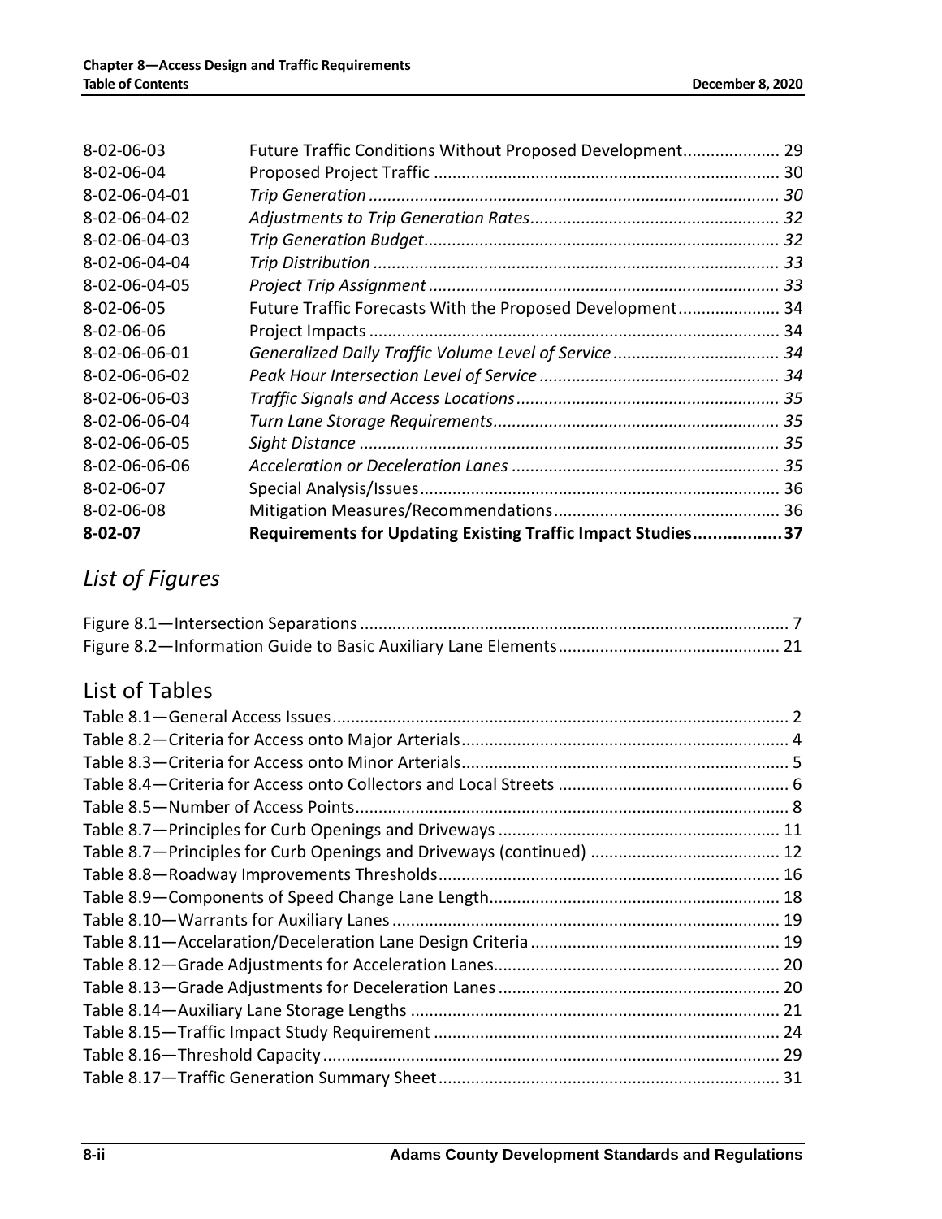| | | |
|---|---|---|
| 8-02-06-03 | Future Traffic Conditions Without Proposed Development | 29 |
| 8-02-06-04 | Proposed Project Traffic | 30 |
| 8-02-06-04-01 | *Trip Generation* | *30* |
| 8-02-06-04-02 | *Adjustments to Trip Generation Rates* | *32* |
| 8-02-06-04-03 | *Trip Generation Budget* | *32* |
| 8-02-06-04-04 | *Trip Distribution* | *33* |
| 8-02-06-04-05 | *Project Trip Assignment* | *33* |
| 8-02-06-05 | Future Traffic Forecasts With the Proposed Development | 34 |
| 8-02-06-06 | Project Impacts | 34 |
| 8-02-06-06-01 | *Generalized Daily Traffic Volume Level of Service* | *34* |
| 8-02-06-06-02 | *Peak Hour Intersection Level of Service* | *34* |
| 8-02-06-06-03 | *Traffic Signals and Access Locations* | *35* |
| 8-02-06-06-04 | *Turn Lane Storage Requirements* | *35* |
| 8-02-06-06-05 | *Sight Distance* | *35* |
| 8-02-06-06-06 | *Acceleration or Deceleration Lanes* | *35* |
| 8-02-06-07 | Special Analysis/Issues | 36 |
| 8-02-06-08 | Mitigation Measures/Recommendations | 36 |
| **8-02-07** | **Requirements for Updating Existing Traffic Impact Studies** | **37** |

## *List of Figures*

Figure 8.1—Intersection Separations ... 7
Figure 8.2—Information Guide to Basic Auxiliary Lane Elements ... 21

## List of Tables

Table 8.1—General Access Issues ... 2
Table 8.2—Criteria for Access onto Major Arterials ... 4
Table 8.3—Criteria for Access onto Minor Arterials ... 5
Table 8.4—Criteria for Access onto Collectors and Local Streets ... 6
Table 8.5—Number of Access Points ... 8
Table 8.7—Principles for Curb Openings and Driveways ... 11
Table 8.7—Principles for Curb Openings and Driveways (continued) ... 12
Table 8.8—Roadway Improvements Thresholds ... 16
Table 8.9—Components of Speed Change Lane Length ... 18
Table 8.10—Warrants for Auxiliary Lanes ... 19
Table 8.11—Accelaration/Deceleration Lane Design Criteria ... 19
Table 8.12—Grade Adjustments for Acceleration Lanes ... 20
Table 8.13—Grade Adjustments for Deceleration Lanes ... 20
Table 8.14—Auxiliary Lane Storage Lengths ... 21
Table 8.15—Traffic Impact Study Requirement ... 24
Table 8.16—Threshold Capacity ... 29
Table 8.17—Traffic Generation Summary Sheet ... 31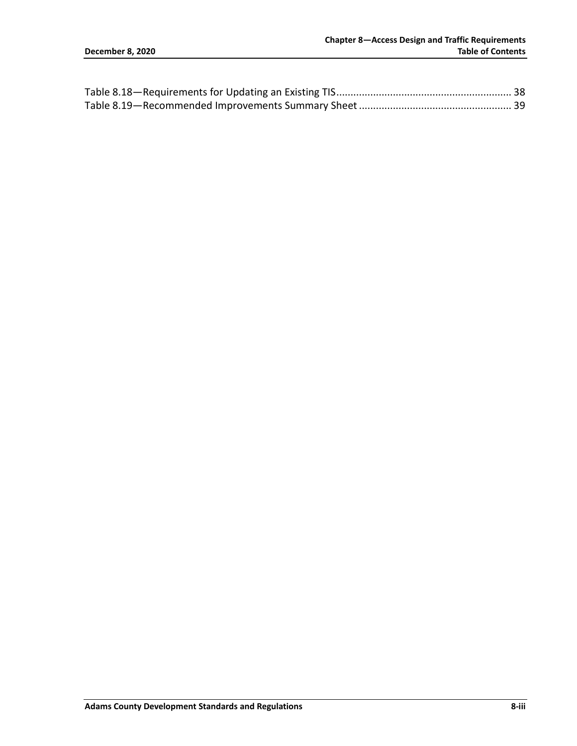Table 8.18—Requirements for Updating an Existing TIS ............................................................. 38
Table 8.19—Recommended Improvements Summary Sheet ..................................................... 39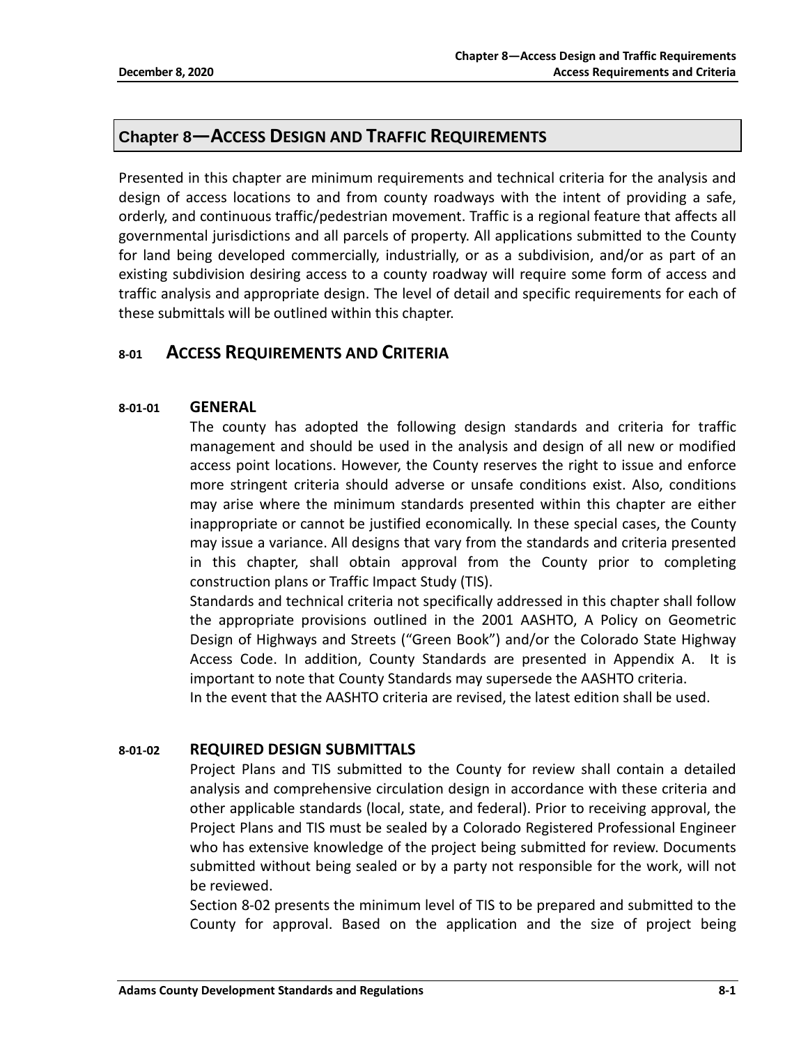# Chapter 8—ACCESS DESIGN AND TRAFFIC REQUIREMENTS

Presented in this chapter are minimum requirements and technical criteria for the analysis and design of access locations to and from county roadways with the intent of providing a safe, orderly, and continuous traffic/pedestrian movement. Traffic is a regional feature that affects all governmental jurisdictions and all parcels of property. All applications submitted to the County for land being developed commercially, industrially, or as a subdivision, and/or as part of an existing subdivision desiring access to a county roadway will require some form of access and traffic analysis and appropriate design. The level of detail and specific requirements for each of these submittals will be outlined within this chapter.

## 8-01 ACCESS REQUIREMENTS AND CRITERIA

### 8-01-01 GENERAL

The county has adopted the following design standards and criteria for traffic management and should be used in the analysis and design of all new or modified access point locations. However, the County reserves the right to issue and enforce more stringent criteria should adverse or unsafe conditions exist. Also, conditions may arise where the minimum standards presented within this chapter are either inappropriate or cannot be justified economically. In these special cases, the County may issue a variance. All designs that vary from the standards and criteria presented in this chapter, shall obtain approval from the County prior to completing construction plans or Traffic Impact Study (TIS).

Standards and technical criteria not specifically addressed in this chapter shall follow the appropriate provisions outlined in the 2001 AASHTO, A Policy on Geometric Design of Highways and Streets ("Green Book") and/or the Colorado State Highway Access Code. In addition, County Standards are presented in Appendix A. It is important to note that County Standards may supersede the AASHTO criteria.

In the event that the AASHTO criteria are revised, the latest edition shall be used.

### 8-01-02 REQUIRED DESIGN SUBMITTALS

Project Plans and TIS submitted to the County for review shall contain a detailed analysis and comprehensive circulation design in accordance with these criteria and other applicable standards (local, state, and federal). Prior to receiving approval, the Project Plans and TIS must be sealed by a Colorado Registered Professional Engineer who has extensive knowledge of the project being submitted for review. Documents submitted without being sealed or by a party not responsible for the work, will not be reviewed.

Section 8-02 presents the minimum level of TIS to be prepared and submitted to the County for approval. Based on the application and the size of project being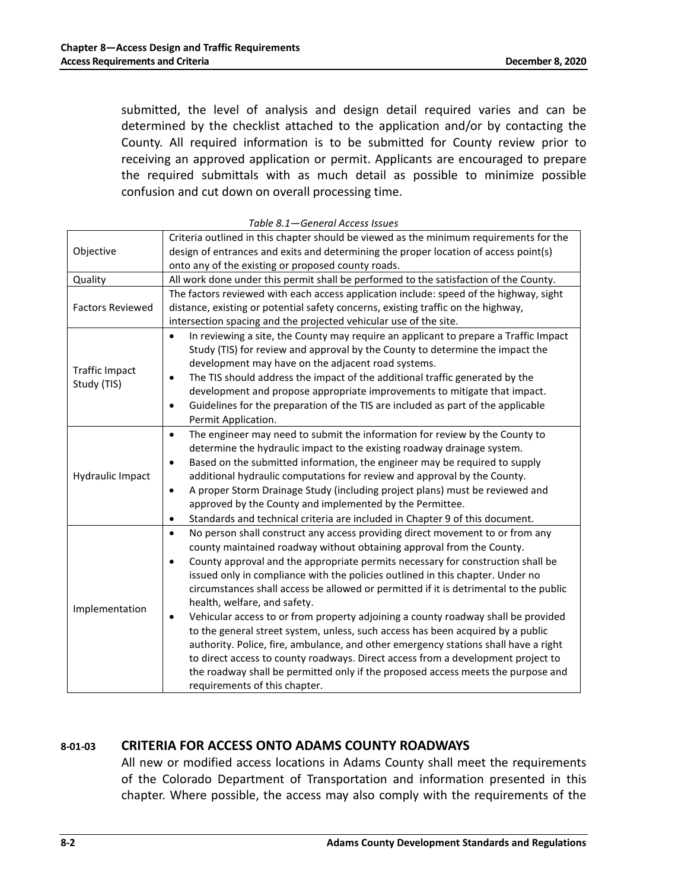submitted, the level of analysis and design detail required varies and can be determined by the checklist attached to the application and/or by contacting the County. All required information is to be submitted for County review prior to receiving an approved application or permit. Applicants are encouraged to prepare the required submittals with as much detail as possible to minimize possible confusion and cut down on overall processing time.

*Table 8.1—General Access Issues*

| | |
|---|---|
| Objective | Criteria outlined in this chapter should be viewed as the minimum requirements for the design of entrances and exits and determining the proper location of access point(s) onto any of the existing or proposed county roads. |
| Quality | All work done under this permit shall be performed to the satisfaction of the County. |
| Factors Reviewed | The factors reviewed with each access application include: speed of the highway, sight distance, existing or potential safety concerns, existing traffic on the highway, intersection spacing and the projected vehicular use of the site. |
| Traffic Impact Study (TIS) | • In reviewing a site, the County may require an applicant to prepare a Traffic Impact Study (TIS) for review and approval by the County to determine the impact the development may have on the adjacent road systems.<br>• The TIS should address the impact of the additional traffic generated by the development and propose appropriate improvements to mitigate that impact.<br>• Guidelines for the preparation of the TIS are included as part of the applicable Permit Application. |
| Hydraulic Impact | • The engineer may need to submit the information for review by the County to determine the hydraulic impact to the existing roadway drainage system.<br>• Based on the submitted information, the engineer may be required to supply additional hydraulic computations for review and approval by the County.<br>• A proper Storm Drainage Study (including project plans) must be reviewed and approved by the County and implemented by the Permittee.<br>• Standards and technical criteria are included in Chapter 9 of this document. |
| Implementation | • No person shall construct any access providing direct movement to or from any county maintained roadway without obtaining approval from the County.<br>• County approval and the appropriate permits necessary for construction shall be issued only in compliance with the policies outlined in this chapter. Under no circumstances shall access be allowed or permitted if it is detrimental to the public health, welfare, and safety.<br>• Vehicular access to or from property adjoining a county roadway shall be provided to the general street system, unless, such access has been acquired by a public authority. Police, fire, ambulance, and other emergency stations shall have a right to direct access to county roadways. Direct access from a development project to the roadway shall be permitted only if the proposed access meets the purpose and requirements of this chapter. |

## 8-01-03 CRITERIA FOR ACCESS ONTO ADAMS COUNTY ROADWAYS

All new or modified access locations in Adams County shall meet the requirements of the Colorado Department of Transportation and information presented in this chapter. Where possible, the access may also comply with the requirements of the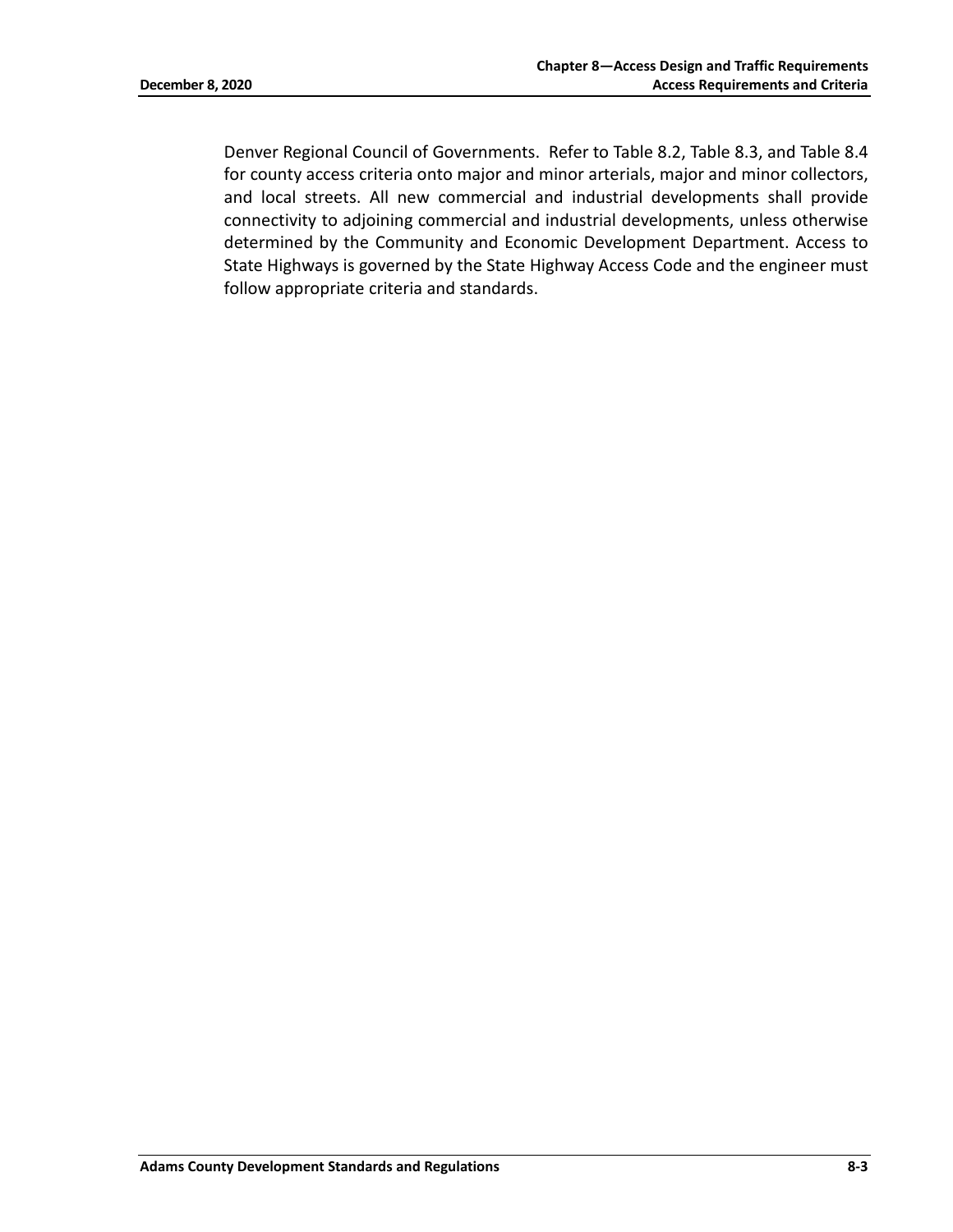Denver Regional Council of Governments. Refer to Table 8.2, Table 8.3, and Table 8.4 for county access criteria onto major and minor arterials, major and minor collectors, and local streets. All new commercial and industrial developments shall provide connectivity to adjoining commercial and industrial developments, unless otherwise determined by the Community and Economic Development Department. Access to State Highways is governed by the State Highway Access Code and the engineer must follow appropriate criteria and standards.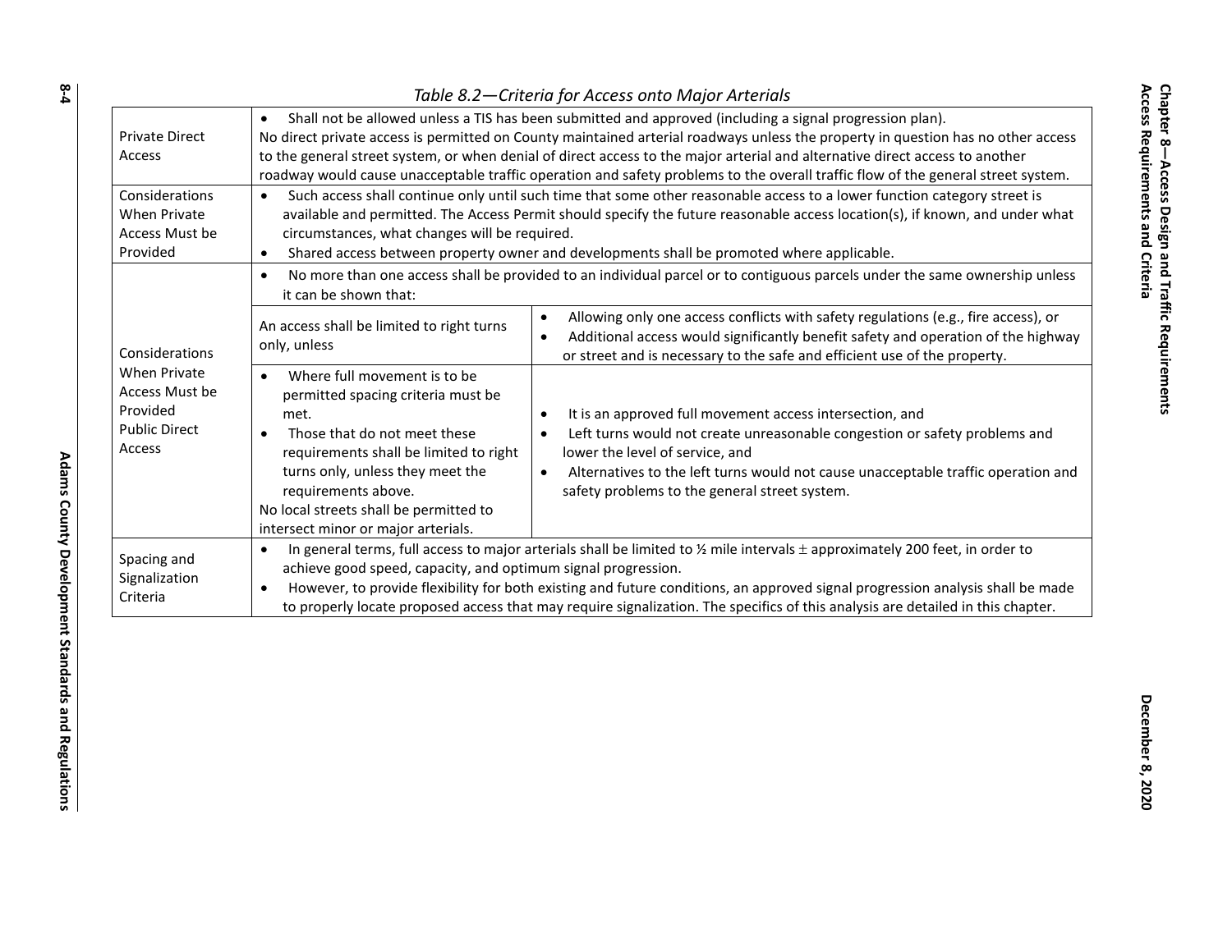*Table 8.2—Criteria for Access onto Major Arterials*

| | | |
|---|---|---|
| Private Direct Access | • Shall not be allowed unless a TIS has been submitted and approved (including a signal progression plan).<br>No direct private access is permitted on County maintained arterial roadways unless the property in question has no other access to the general street system, or when denial of direct access to the major arterial and alternative direct access to another roadway would cause unacceptable traffic operation and safety problems to the overall traffic flow of the general street system. | |
| Considerations When Private Access Must be Provided | • Such access shall continue only until such time that some other reasonable access to a lower function category street is available and permitted. The Access Permit should specify the future reasonable access location(s), if known, and under what circumstances, what changes will be required.<br>• Shared access between property owner and developments shall be promoted where applicable. | |
| Considerations When Private Access Must be Provided Public Direct Access | • No more than one access shall be provided to an individual parcel or to contiguous parcels under the same ownership unless it can be shown that: | |
| | An access shall be limited to right turns only, unless | • Allowing only one access conflicts with safety regulations (e.g., fire access), or<br>• Additional access would significantly benefit safety and operation of the highway or street and is necessary to the safe and efficient use of the property. |
| | • Where full movement is to be permitted spacing criteria must be met.<br>• Those that do not meet these requirements shall be limited to right turns only, unless they meet the requirements above.<br>No local streets shall be permitted to intersect minor or major arterials. | • It is an approved full movement access intersection, and<br>• Left turns would not create unreasonable congestion or safety problems and lower the level of service, and<br>• Alternatives to the left turns would not cause unacceptable traffic operation and safety problems to the general street system. |
| Spacing and Signalization Criteria | • In general terms, full access to major arterials shall be limited to ½ mile intervals ± approximately 200 feet, in order to achieve good speed, capacity, and optimum signal progression.<br>• However, to provide flexibility for both existing and future conditions, an approved signal progression analysis shall be made to properly locate proposed access that may require signalization. The specifics of this analysis are detailed in this chapter. | |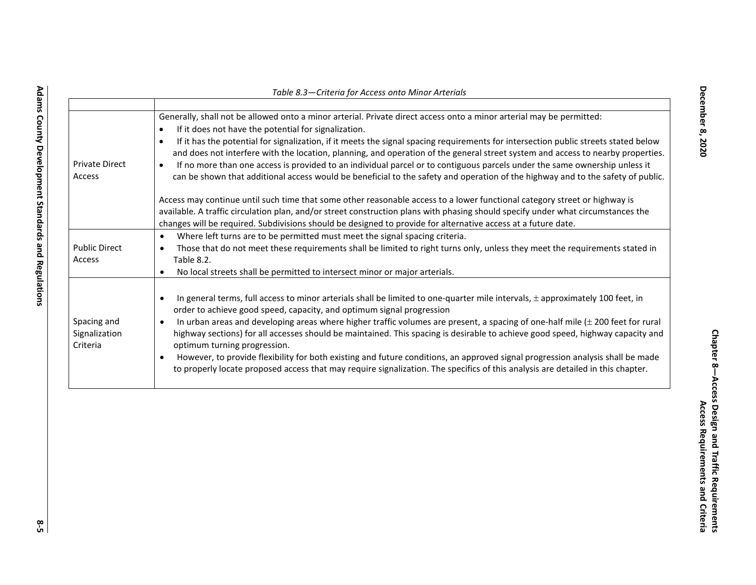*Table 8.3—Criteria for Access onto Minor Arterials*

| | |
|---|---|
| Private Direct Access | Generally, shall not be allowed onto a minor arterial. Private direct access onto a minor arterial may be permitted:<br>• If it does not have the potential for signalization.<br>• If it has the potential for signalization, if it meets the signal spacing requirements for intersection public streets stated below and does not interfere with the location, planning, and operation of the general street system and access to nearby properties.<br>• If no more than one access is provided to an individual parcel or to contiguous parcels under the same ownership unless it can be shown that additional access would be beneficial to the safety and operation of the highway and to the safety of public.<br><br>Access may continue until such time that some other reasonable access to a lower functional category street or highway is available. A traffic circulation plan, and/or street construction plans with phasing should specify under what circumstances the changes will be required. Subdivisions should be designed to provide for alternative access at a future date. |
| Public Direct Access | • Where left turns are to be permitted must meet the signal spacing criteria.<br>• Those that do not meet these requirements shall be limited to right turns only, unless they meet the requirements stated in Table 8.2.<br>• No local streets shall be permitted to intersect minor or major arterials. |
| Spacing and Signalization Criteria | • In general terms, full access to minor arterials shall be limited to one-quarter mile intervals, ± approximately 100 feet, in order to achieve good speed, capacity, and optimum signal progression<br>• In urban areas and developing areas where higher traffic volumes are present, a spacing of one-half mile (± 200 feet for rural highway sections) for all accesses should be maintained. This spacing is desirable to achieve good speed, highway capacity and optimum turning progression.<br>• However, to provide flexibility for both existing and future conditions, an approved signal progression analysis shall be made to properly locate proposed access that may require signalization. The specifics of this analysis are detailed in this chapter. |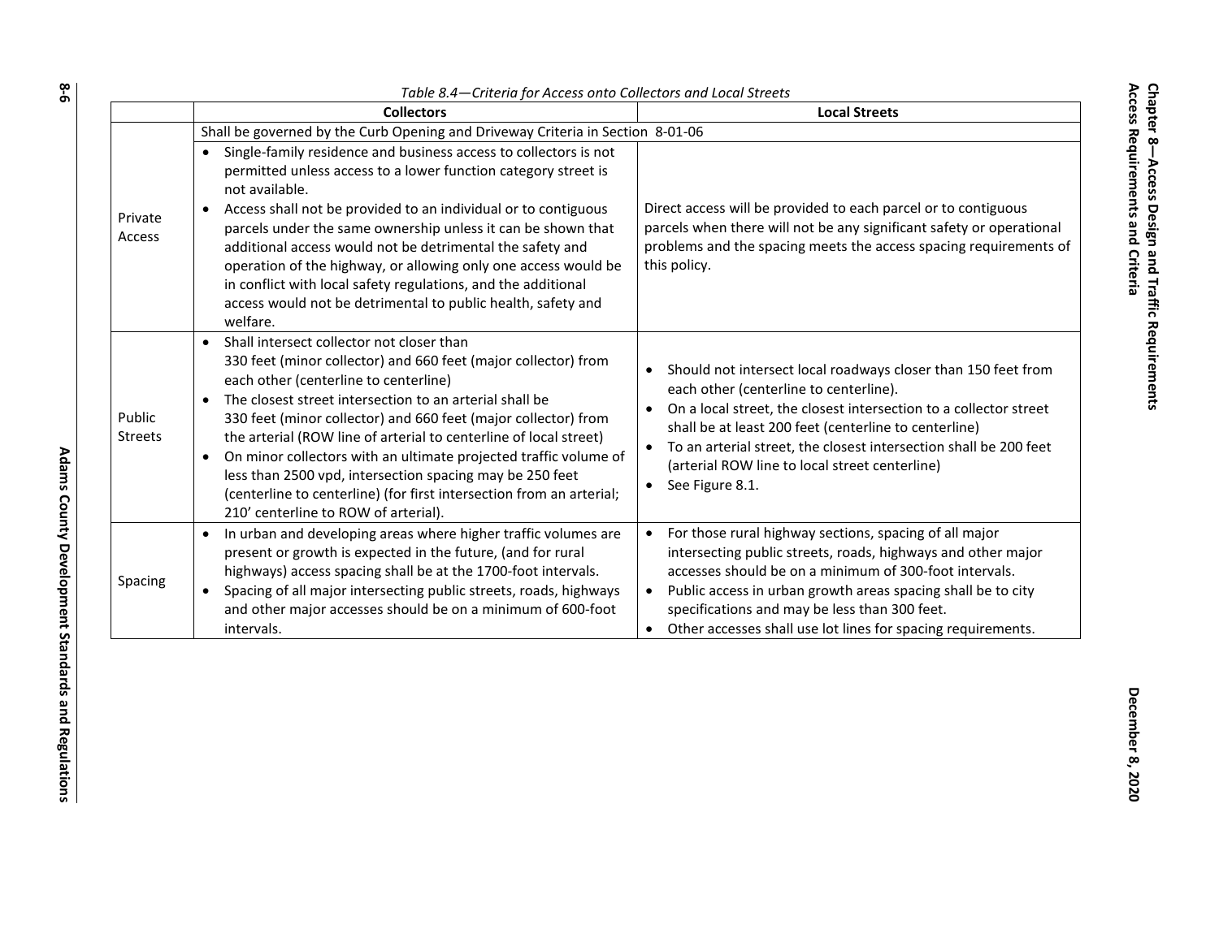*Table 8.4—Criteria for Access onto Collectors and Local Streets*

| | Collectors | Local Streets |
|---|---|---|
| | Shall be governed by the Curb Opening and Driveway Criteria in Section 8-01-06 | |
| Private Access | • Single-family residence and business access to collectors is not permitted unless access to a lower function category street is not available.<br>• Access shall not be provided to an individual or to contiguous parcels under the same ownership unless it can be shown that additional access would not be detrimental the safety and operation of the highway, or allowing only one access would be in conflict with local safety regulations, and the additional access would not be detrimental to public health, safety and welfare. | Direct access will be provided to each parcel or to contiguous parcels when there will not be any significant safety or operational problems and the spacing meets the access spacing requirements of this policy. |
| Public Streets | • Shall intersect collector not closer than 330 feet (minor collector) and 660 feet (major collector) from each other (centerline to centerline)<br>• The closest street intersection to an arterial shall be 330 feet (minor collector) and 660 feet (major collector) from the arterial (ROW line of arterial to centerline of local street)<br>• On minor collectors with an ultimate projected traffic volume of less than 2500 vpd, intersection spacing may be 250 feet (centerline to centerline) (for first intersection from an arterial; 210' centerline to ROW of arterial). | • Should not intersect local roadways closer than 150 feet from each other (centerline to centerline).<br>• On a local street, the closest intersection to a collector street shall be at least 200 feet (centerline to centerline)<br>• To an arterial street, the closest intersection shall be 200 feet (arterial ROW line to local street centerline)<br>• See Figure 8.1. |
| Spacing | • In urban and developing areas where higher traffic volumes are present or growth is expected in the future, (and for rural highways) access spacing shall be at the 1700-foot intervals.<br>• Spacing of all major intersecting public streets, roads, highways and other major accesses should be on a minimum of 600-foot intervals. | • For those rural highway sections, spacing of all major intersecting public streets, roads, highways and other major accesses should be on a minimum of 300-foot intervals.<br>• Public access in urban growth areas spacing shall be to city specifications and may be less than 300 feet.<br>• Other accesses shall use lot lines for spacing requirements. |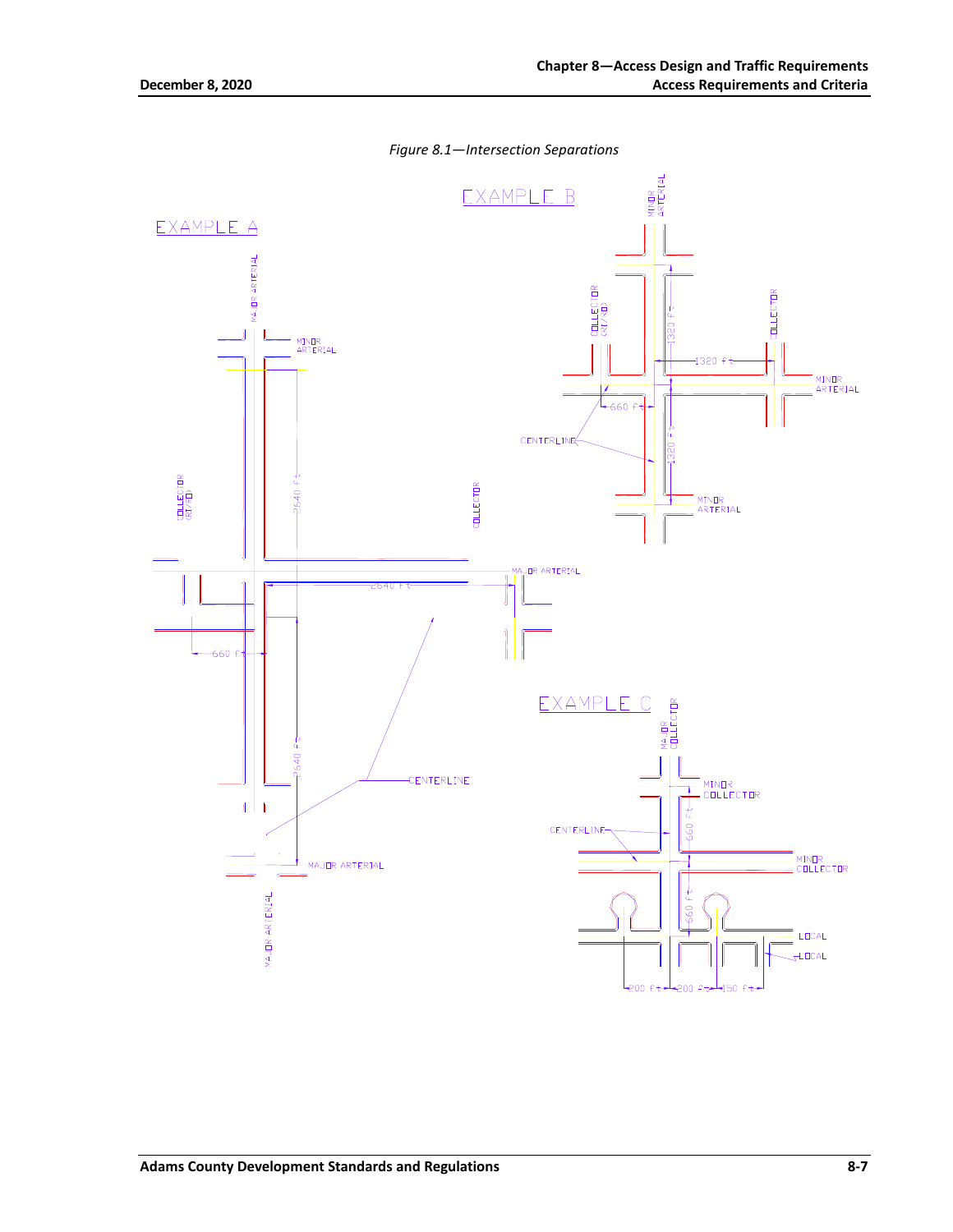*Figure 8.1—Intersection Separations*

EXAMPLE A

MAJOR ARTERIAL

MINOR ARTERIAL

COLLECTOR (RT/RO)

COLLECTOR

2640 ft

2640 ft

MAJOR ARTERIAL

660 ft

2640 ft

CENTERLINE

MAJOR ARTERIAL

MAJOR ARTERIAL

EXAMPLE B

MINOR ARTERIAL

COLLECTOR (RT/RO)

COLLECTOR

1320 ft

1320 ft

MINOR ARTERIAL

660 ft

CENTERLINE

1320 ft

MINOR ARTERIAL

EXAMPLE C

MAJOR COLLECTOR

MINOR COLLECTOR

CENTERLINE

660 ft

MINOR COLLECTOR

660 ft

LOCAL

LOCAL

200 ft

200 ft

150 ft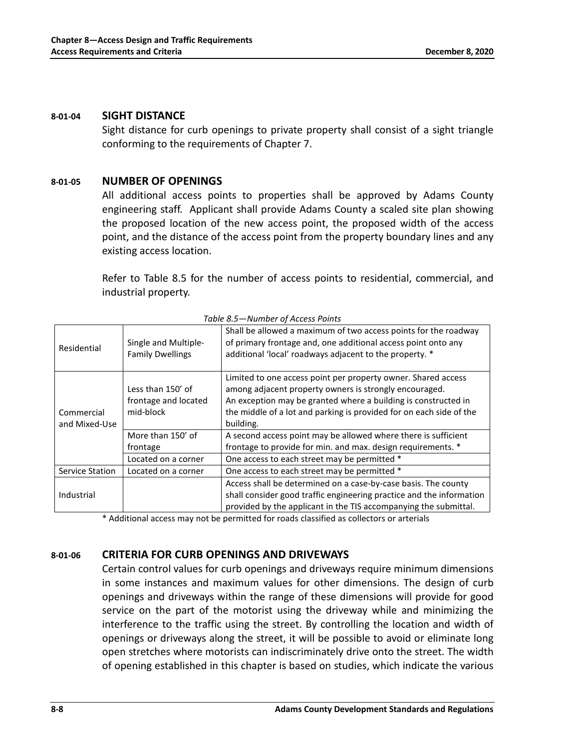### 8-01-04 SIGHT DISTANCE

Sight distance for curb openings to private property shall consist of a sight triangle conforming to the requirements of Chapter 7.

### 8-01-05 NUMBER OF OPENINGS

All additional access points to properties shall be approved by Adams County engineering staff. Applicant shall provide Adams County a scaled site plan showing the proposed location of the new access point, the proposed width of the access point, and the distance of the access point from the property boundary lines and any existing access location.

Refer to Table 8.5 for the number of access points to residential, commercial, and industrial property.

*Table 8.5—Number of Access Points*

| | | |
|---|---|---|
| Residential | Single and Multiple-Family Dwellings | Shall be allowed a maximum of two access points for the roadway of primary frontage and, one additional access point onto any additional 'local' roadways adjacent to the property. * |
| Commercial and Mixed-Use | Less than 150' of frontage and located mid-block | Limited to one access point per property owner. Shared access among adjacent property owners is strongly encouraged. An exception may be granted where a building is constructed in the middle of a lot and parking is provided for on each side of the building. |
| | More than 150' of frontage | A second access point may be allowed where there is sufficient frontage to provide for min. and max. design requirements. * |
| | Located on a corner | One access to each street may be permitted * |
| Service Station | Located on a corner | One access to each street may be permitted * |
| Industrial | | Access shall be determined on a case-by-case basis. The county shall consider good traffic engineering practice and the information provided by the applicant in the TIS accompanying the submittal. |

* Additional access may not be permitted for roads classified as collectors or arterials

### 8-01-06 CRITERIA FOR CURB OPENINGS AND DRIVEWAYS

Certain control values for curb openings and driveways require minimum dimensions in some instances and maximum values for other dimensions. The design of curb openings and driveways within the range of these dimensions will provide for good service on the part of the motorist using the driveway while and minimizing the interference to the traffic using the street. By controlling the location and width of openings or driveways along the street, it will be possible to avoid or eliminate long open stretches where motorists can indiscriminately drive onto the street. The width of opening established in this chapter is based on studies, which indicate the various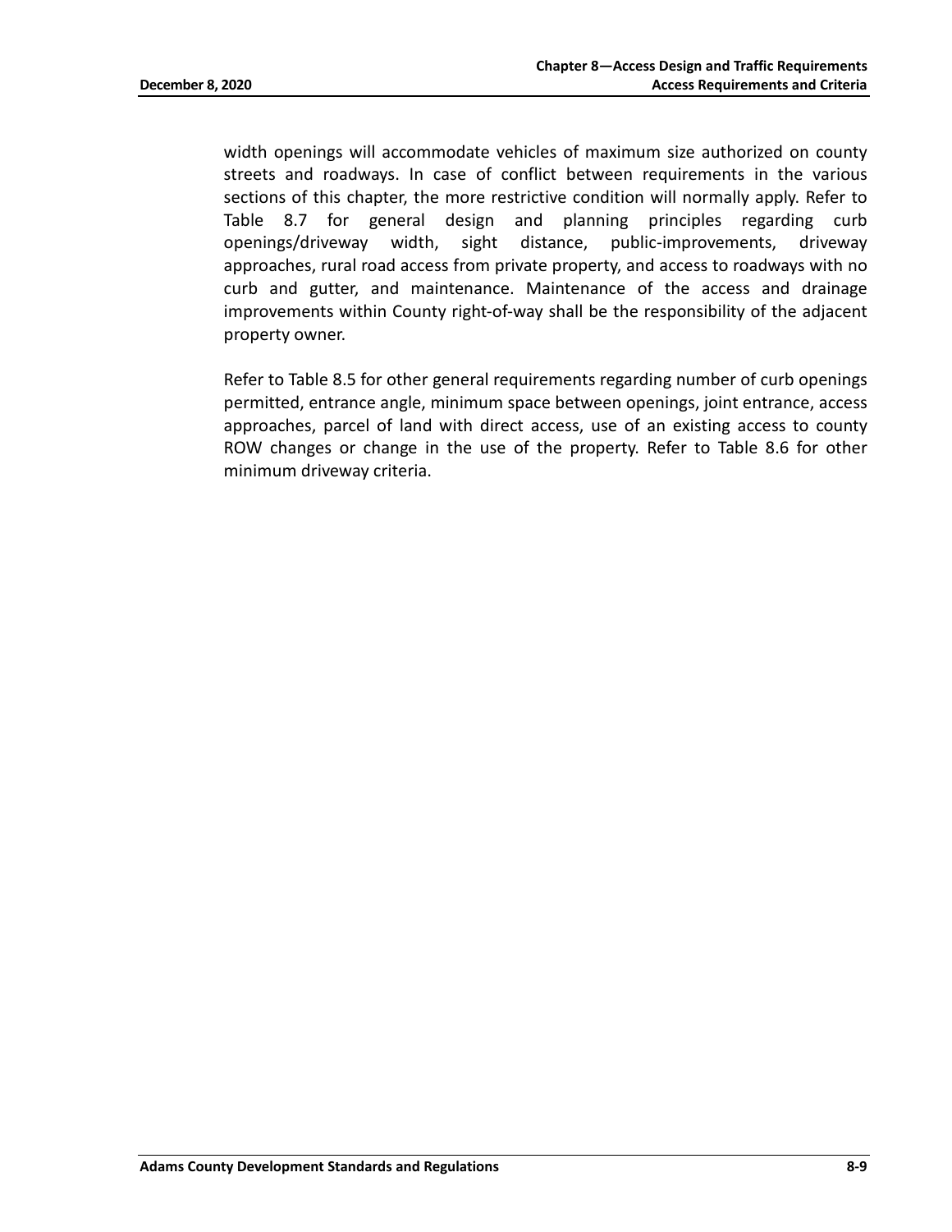width openings will accommodate vehicles of maximum size authorized on county streets and roadways. In case of conflict between requirements in the various sections of this chapter, the more restrictive condition will normally apply. Refer to Table 8.7 for general design and planning principles regarding curb openings/driveway width, sight distance, public-improvements, driveway approaches, rural road access from private property, and access to roadways with no curb and gutter, and maintenance. Maintenance of the access and drainage improvements within County right-of-way shall be the responsibility of the adjacent property owner.

Refer to Table 8.5 for other general requirements regarding number of curb openings permitted, entrance angle, minimum space between openings, joint entrance, access approaches, parcel of land with direct access, use of an existing access to county ROW changes or change in the use of the property. Refer to Table 8.6 for other minimum driveway criteria.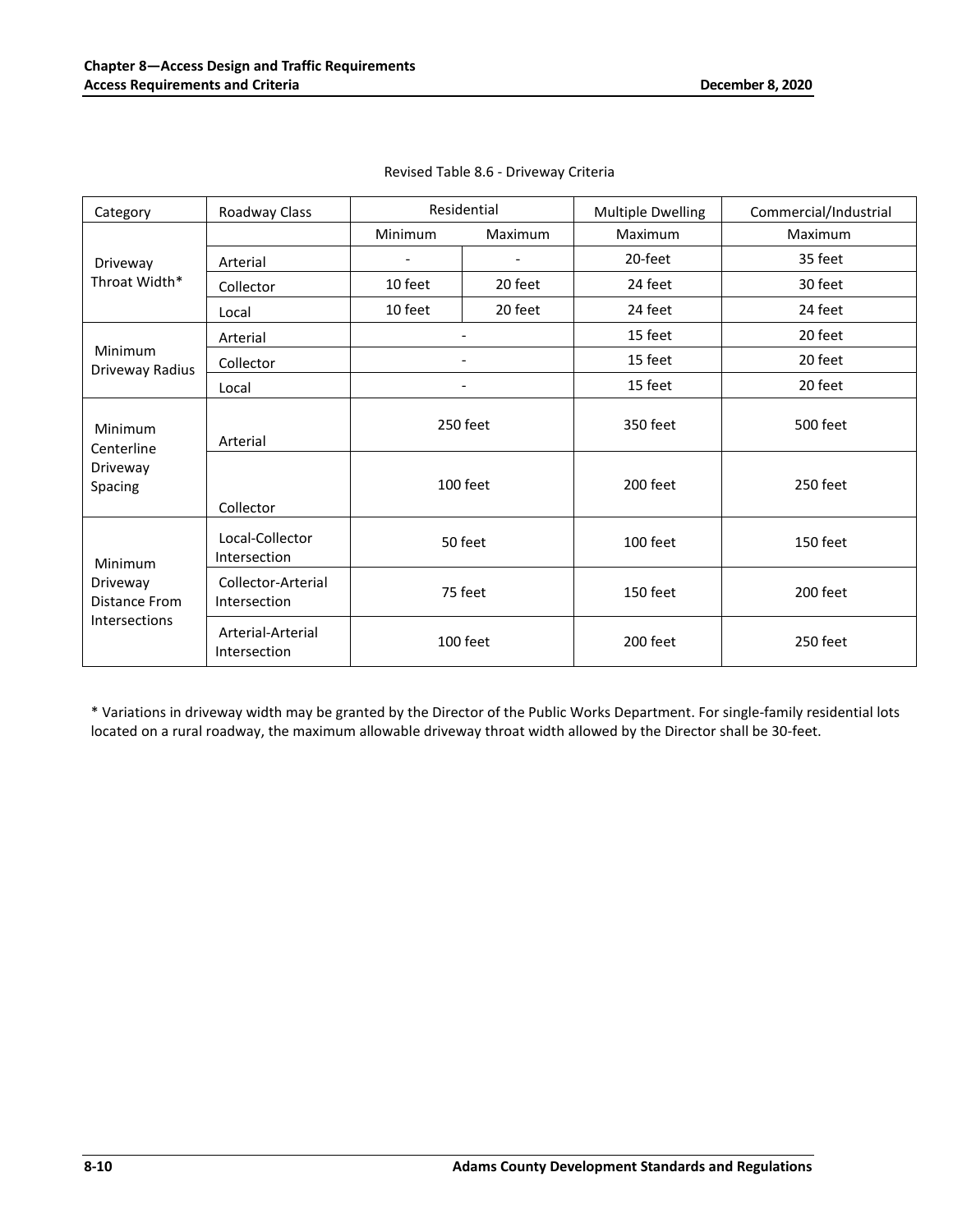Revised Table 8.6 - Driveway Criteria

| Category | Roadway Class | Residential | | Multiple Dwelling | Commercial/Industrial |
|---|---|---|---|---|---|
| | | Minimum | Maximum | Maximum | Maximum |
| Driveway Throat Width* | Arterial | - | - | 20-feet | 35 feet |
| | Collector | 10 feet | 20 feet | 24 feet | 30 feet |
| | Local | 10 feet | 20 feet | 24 feet | 24 feet |
| Minimum Driveway Radius | Arterial | - | | 15 feet | 20 feet |
| | Collector | - | | 15 feet | 20 feet |
| | Local | - | | 15 feet | 20 feet |
| Minimum Centerline Driveway Spacing | Arterial | 250 feet | | 350 feet | 500 feet |
| | Collector | 100 feet | | 200 feet | 250 feet |
| Minimum Driveway Distance From Intersections | Local-Collector Intersection | 50 feet | | 100 feet | 150 feet |
| | Collector-Arterial Intersection | 75 feet | | 150 feet | 200 feet |
| | Arterial-Arterial Intersection | 100 feet | | 200 feet | 250 feet |

* Variations in driveway width may be granted by the Director of the Public Works Department. For single-family residential lots located on a rural roadway, the maximum allowable driveway throat width allowed by the Director shall be 30-feet.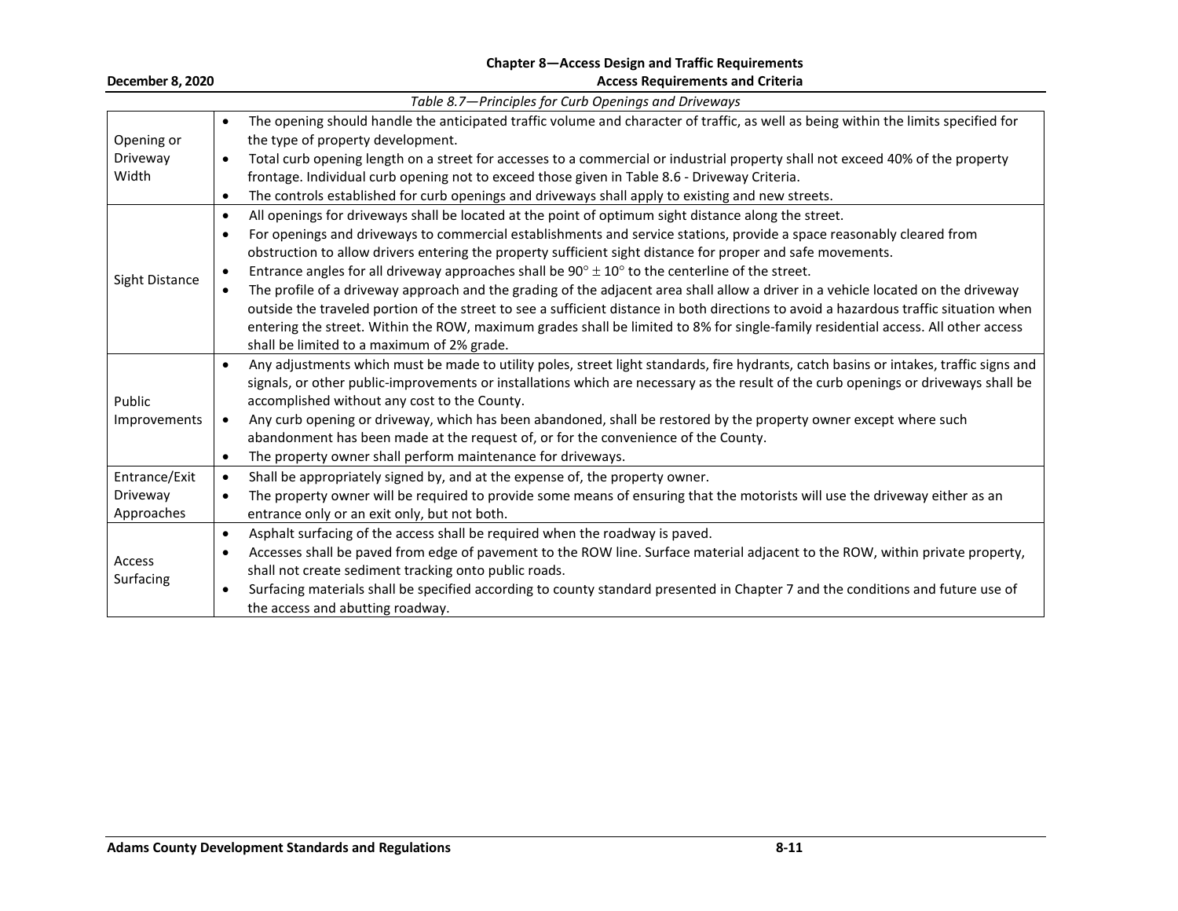*Table 8.7—Principles for Curb Openings and Driveways*

| | |
|---|---|
| Opening or Driveway Width | • The opening should handle the anticipated traffic volume and character of traffic, as well as being within the limits specified for the type of property development.<br>• Total curb opening length on a street for accesses to a commercial or industrial property shall not exceed 40% of the property frontage. Individual curb opening not to exceed those given in Table 8.6 - Driveway Criteria.<br>• The controls established for curb openings and driveways shall apply to existing and new streets. |
| Sight Distance | • All openings for driveways shall be located at the point of optimum sight distance along the street.<br>• For openings and driveways to commercial establishments and service stations, provide a space reasonably cleared from obstruction to allow drivers entering the property sufficient sight distance for proper and safe movements.<br>• Entrance angles for all driveway approaches shall be $90^\circ \pm 10^\circ$ to the centerline of the street.<br>• The profile of a driveway approach and the grading of the adjacent area shall allow a driver in a vehicle located on the driveway outside the traveled portion of the street to see a sufficient distance in both directions to avoid a hazardous traffic situation when entering the street. Within the ROW, maximum grades shall be limited to 8% for single-family residential access. All other access shall be limited to a maximum of 2% grade. |
| Public Improvements | • Any adjustments which must be made to utility poles, street light standards, fire hydrants, catch basins or intakes, traffic signs and signals, or other public-improvements or installations which are necessary as the result of the curb openings or driveways shall be accomplished without any cost to the County.<br>• Any curb opening or driveway, which has been abandoned, shall be restored by the property owner except where such abandonment has been made at the request of, or for the convenience of the County.<br>• The property owner shall perform maintenance for driveways. |
| Entrance/Exit Driveway Approaches | • Shall be appropriately signed by, and at the expense of, the property owner.<br>• The property owner will be required to provide some means of ensuring that the motorists will use the driveway either as an entrance only or an exit only, but not both. |
| Access Surfacing | • Asphalt surfacing of the access shall be required when the roadway is paved.<br>• Accesses shall be paved from edge of pavement to the ROW line. Surface material adjacent to the ROW, within private property, shall not create sediment tracking onto public roads.<br>• Surfacing materials shall be specified according to county standard presented in Chapter 7 and the conditions and future use of the access and abutting roadway. |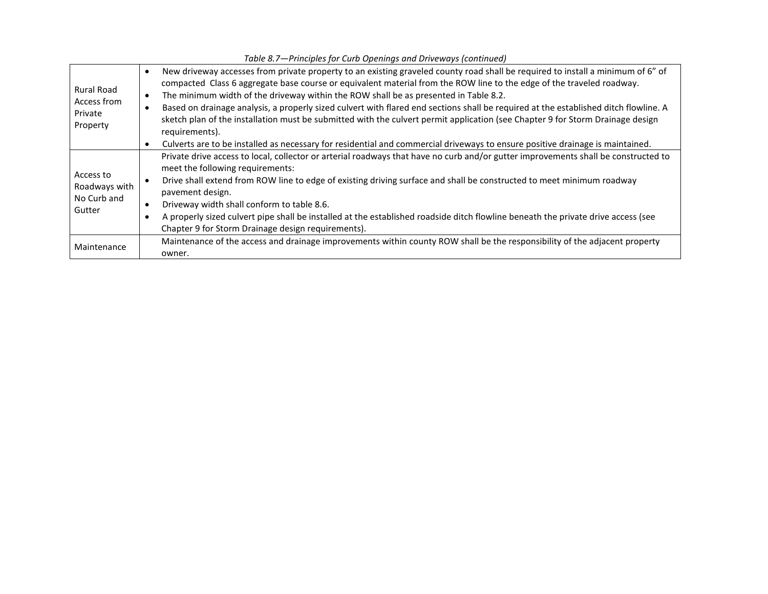*Table 8.7—Principles for Curb Openings and Driveways (continued)*

| | |
|---|---|
| Rural Road Access from Private Property | • New driveway accesses from private property to an existing graveled county road shall be required to install a minimum of 6" of compacted Class 6 aggregate base course or equivalent material from the ROW line to the edge of the traveled roadway.<br>• The minimum width of the driveway within the ROW shall be as presented in Table 8.2.<br>• Based on drainage analysis, a properly sized culvert with flared end sections shall be required at the established ditch flowline. A sketch plan of the installation must be submitted with the culvert permit application (see Chapter 9 for Storm Drainage design requirements).<br>• Culverts are to be installed as necessary for residential and commercial driveways to ensure positive drainage is maintained. |
| Access to Roadways with No Curb and Gutter | Private drive access to local, collector or arterial roadways that have no curb and/or gutter improvements shall be constructed to meet the following requirements:<br>• Drive shall extend from ROW line to edge of existing driving surface and shall be constructed to meet minimum roadway pavement design.<br>• Driveway width shall conform to table 8.6.<br>• A properly sized culvert pipe shall be installed at the established roadside ditch flowline beneath the private drive access (see Chapter 9 for Storm Drainage design requirements). |
| Maintenance | Maintenance of the access and drainage improvements within county ROW shall be the responsibility of the adjacent property owner. |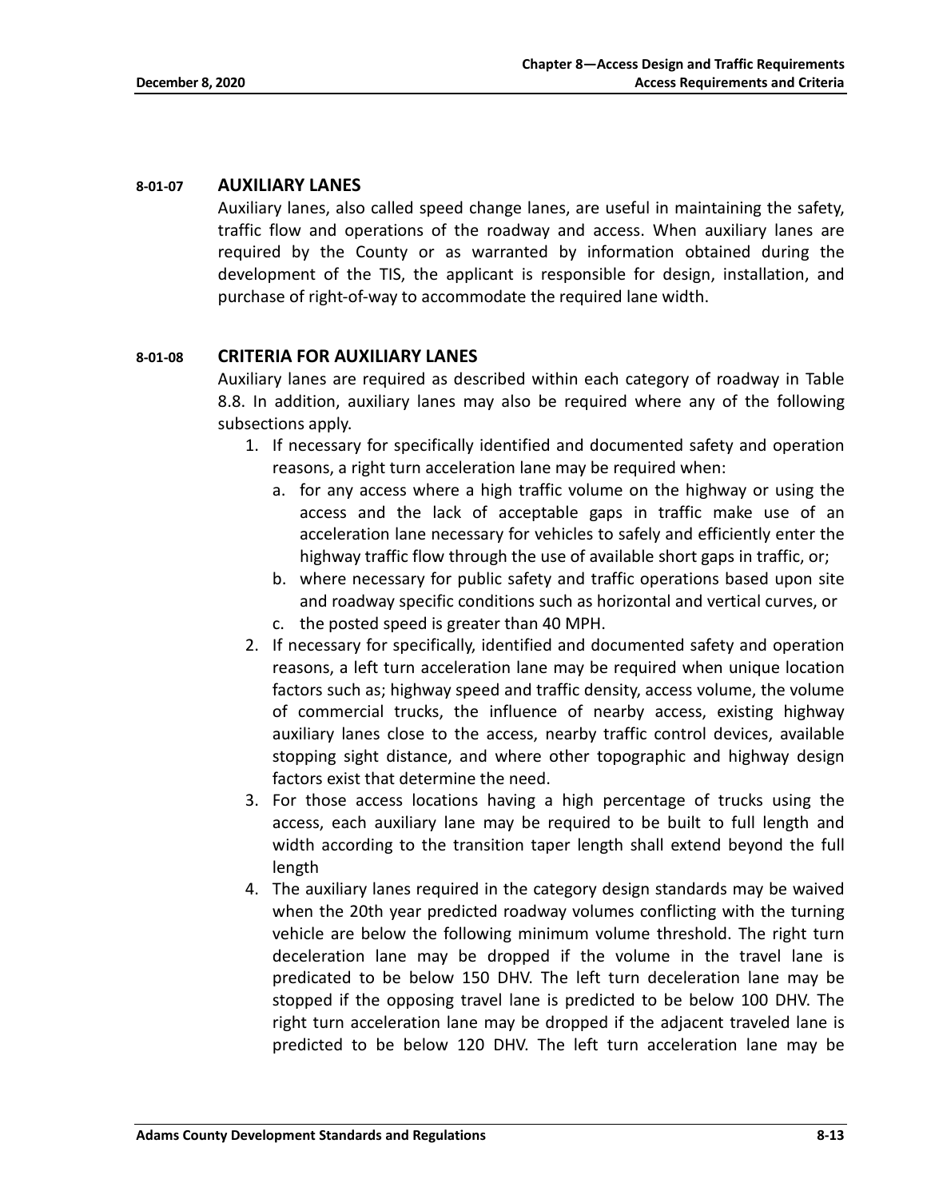### 8-01-07 AUXILIARY LANES

Auxiliary lanes, also called speed change lanes, are useful in maintaining the safety, traffic flow and operations of the roadway and access. When auxiliary lanes are required by the County or as warranted by information obtained during the development of the TIS, the applicant is responsible for design, installation, and purchase of right-of-way to accommodate the required lane width.

### 8-01-08 CRITERIA FOR AUXILIARY LANES

Auxiliary lanes are required as described within each category of roadway in Table 8.8. In addition, auxiliary lanes may also be required where any of the following subsections apply.

1. If necessary for specifically identified and documented safety and operation reasons, a right turn acceleration lane may be required when:
   a. for any access where a high traffic volume on the highway or using the access and the lack of acceptable gaps in traffic make use of an acceleration lane necessary for vehicles to safely and efficiently enter the highway traffic flow through the use of available short gaps in traffic, or;
   b. where necessary for public safety and traffic operations based upon site and roadway specific conditions such as horizontal and vertical curves, or
   c. the posted speed is greater than 40 MPH.
2. If necessary for specifically, identified and documented safety and operation reasons, a left turn acceleration lane may be required when unique location factors such as; highway speed and traffic density, access volume, the volume of commercial trucks, the influence of nearby access, existing highway auxiliary lanes close to the access, nearby traffic control devices, available stopping sight distance, and where other topographic and highway design factors exist that determine the need.
3. For those access locations having a high percentage of trucks using the access, each auxiliary lane may be required to be built to full length and width according to the transition taper length shall extend beyond the full length
4. The auxiliary lanes required in the category design standards may be waived when the 20th year predicted roadway volumes conflicting with the turning vehicle are below the following minimum volume threshold. The right turn deceleration lane may be dropped if the volume in the travel lane is predicated to be below 150 DHV. The left turn deceleration lane may be stopped if the opposing travel lane is predicted to be below 100 DHV. The right turn acceleration lane may be dropped if the adjacent traveled lane is predicted to be below 120 DHV. The left turn acceleration lane may be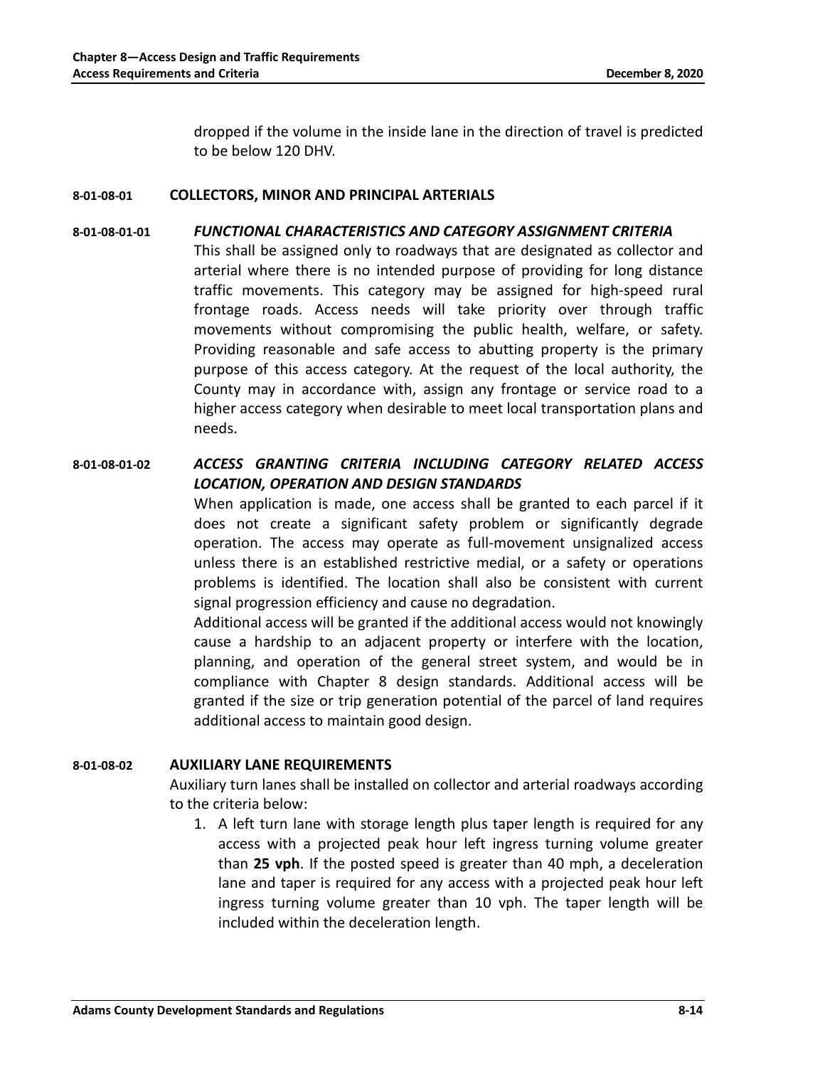dropped if the volume in the inside lane in the direction of travel is predicted to be below 120 DHV.

### 8-01-08-01 COLLECTORS, MINOR AND PRINCIPAL ARTERIALS

#### 8-01-08-01-01 *FUNCTIONAL CHARACTERISTICS AND CATEGORY ASSIGNMENT CRITERIA*

This shall be assigned only to roadways that are designated as collector and arterial where there is no intended purpose of providing for long distance traffic movements. This category may be assigned for high-speed rural frontage roads. Access needs will take priority over through traffic movements without compromising the public health, welfare, or safety. Providing reasonable and safe access to abutting property is the primary purpose of this access category. At the request of the local authority, the County may in accordance with, assign any frontage or service road to a higher access category when desirable to meet local transportation plans and needs.

#### 8-01-08-01-02 *ACCESS GRANTING CRITERIA INCLUDING CATEGORY RELATED ACCESS LOCATION, OPERATION AND DESIGN STANDARDS*

When application is made, one access shall be granted to each parcel if it does not create a significant safety problem or significantly degrade operation. The access may operate as full-movement unsignalized access unless there is an established restrictive medial, or a safety or operations problems is identified. The location shall also be consistent with current signal progression efficiency and cause no degradation.

Additional access will be granted if the additional access would not knowingly cause a hardship to an adjacent property or interfere with the location, planning, and operation of the general street system, and would be in compliance with Chapter 8 design standards. Additional access will be granted if the size or trip generation potential of the parcel of land requires additional access to maintain good design.

### 8-01-08-02 AUXILIARY LANE REQUIREMENTS

Auxiliary turn lanes shall be installed on collector and arterial roadways according to the criteria below:

1. A left turn lane with storage length plus taper length is required for any access with a projected peak hour left ingress turning volume greater than **25 vph**. If the posted speed is greater than 40 mph, a deceleration lane and taper is required for any access with a projected peak hour left ingress turning volume greater than 10 vph. The taper length will be included within the deceleration length.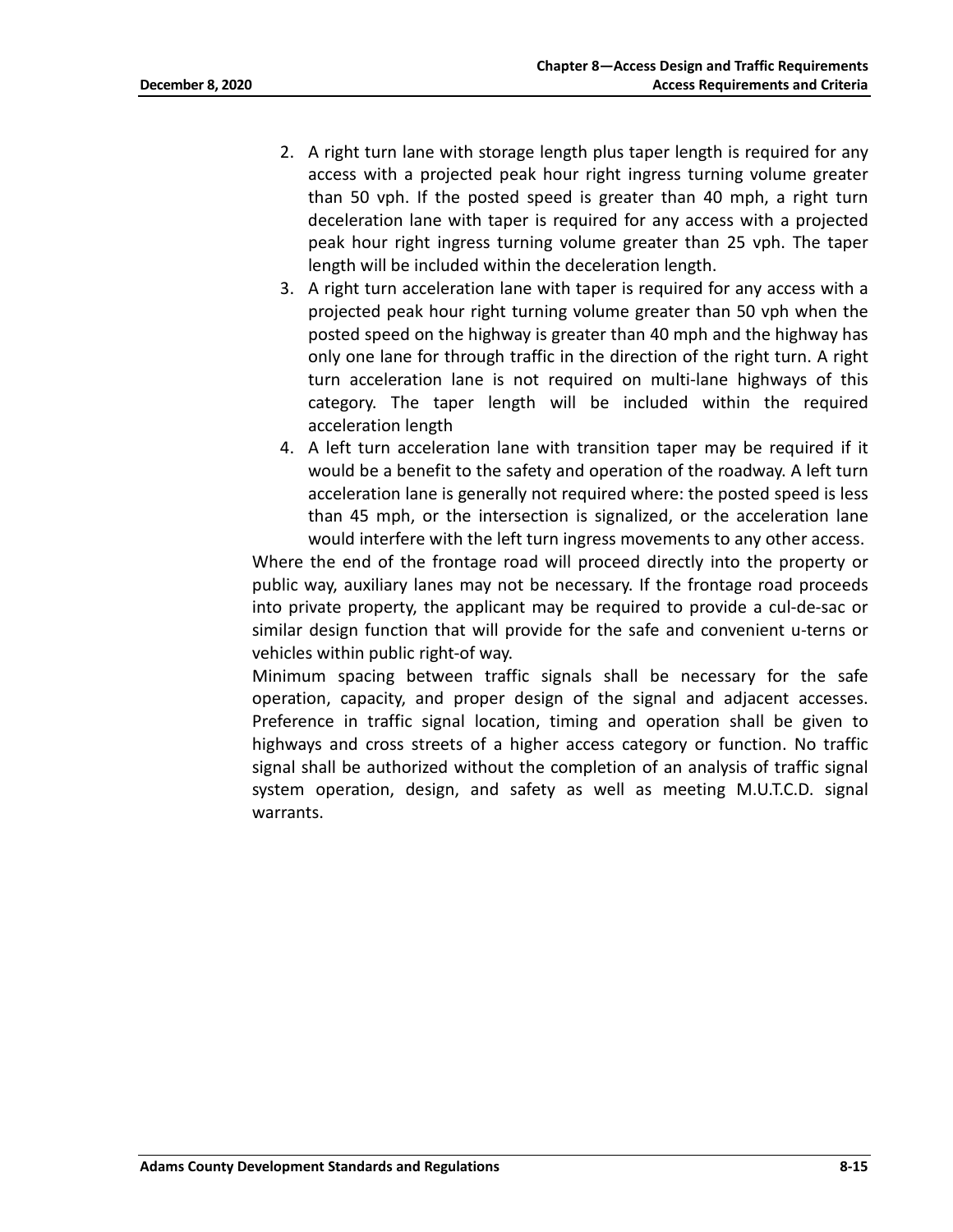2. A right turn lane with storage length plus taper length is required for any access with a projected peak hour right ingress turning volume greater than 50 vph. If the posted speed is greater than 40 mph, a right turn deceleration lane with taper is required for any access with a projected peak hour right ingress turning volume greater than 25 vph. The taper length will be included within the deceleration length.
3. A right turn acceleration lane with taper is required for any access with a projected peak hour right turning volume greater than 50 vph when the posted speed on the highway is greater than 40 mph and the highway has only one lane for through traffic in the direction of the right turn. A right turn acceleration lane is not required on multi-lane highways of this category. The taper length will be included within the required acceleration length
4. A left turn acceleration lane with transition taper may be required if it would be a benefit to the safety and operation of the roadway. A left turn acceleration lane is generally not required where: the posted speed is less than 45 mph, or the intersection is signalized, or the acceleration lane would interfere with the left turn ingress movements to any other access.

Where the end of the frontage road will proceed directly into the property or public way, auxiliary lanes may not be necessary. If the frontage road proceeds into private property, the applicant may be required to provide a cul-de-sac or similar design function that will provide for the safe and convenient u-terns or vehicles within public right-of way.

Minimum spacing between traffic signals shall be necessary for the safe operation, capacity, and proper design of the signal and adjacent accesses. Preference in traffic signal location, timing and operation shall be given to highways and cross streets of a higher access category or function. No traffic signal shall be authorized without the completion of an analysis of traffic signal system operation, design, and safety as well as meeting M.U.T.C.D. signal warrants.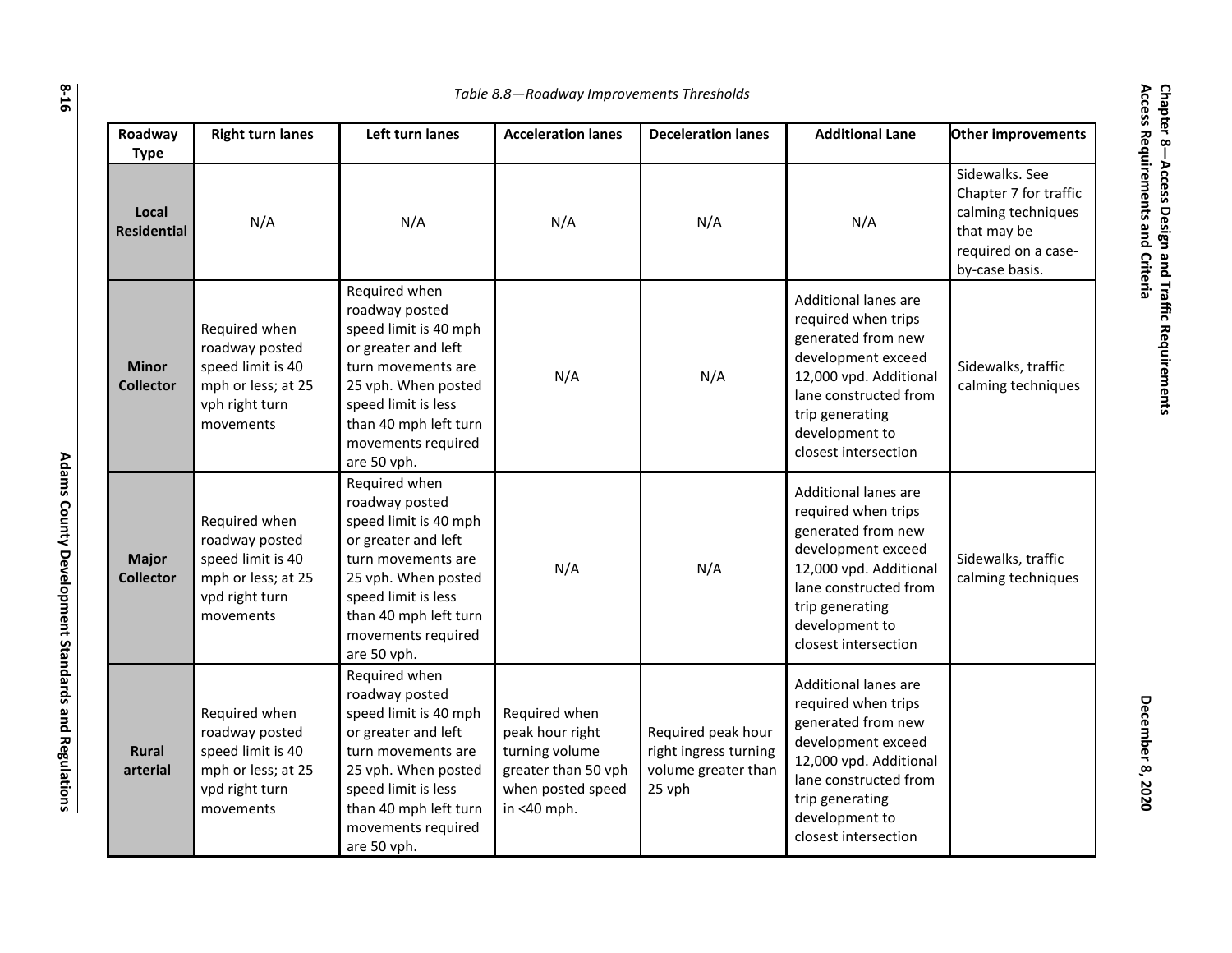*Table 8.8—Roadway Improvements Thresholds*

| Roadway Type | Right turn lanes | Left turn lanes | Acceleration lanes | Deceleration lanes | Additional Lane | Other improvements |
|---|---|---|---|---|---|---|
| **Local Residential** | N/A | N/A | N/A | N/A | N/A | Sidewalks. See Chapter 7 for traffic calming techniques that may be required on a case-by-case basis. |
| **Minor Collector** | Required when roadway posted speed limit is 40 mph or less; at 25 vph right turn movements | Required when roadway posted speed limit is 40 mph or greater and left turn movements are 25 vph. When posted speed limit is less than 40 mph left turn movements required are 50 vph. | N/A | N/A | Additional lanes are required when trips generated from new development exceed 12,000 vpd. Additional lane constructed from trip generating development to closest intersection | Sidewalks, traffic calming techniques |
| **Major Collector** | Required when roadway posted speed limit is 40 mph or less; at 25 vpd right turn movements | Required when roadway posted speed limit is 40 mph or greater and left turn movements are 25 vph. When posted speed limit is less than 40 mph left turn movements required are 50 vph. | N/A | N/A | Additional lanes are required when trips generated from new development exceed 12,000 vpd. Additional lane constructed from trip generating development to closest intersection | Sidewalks, traffic calming techniques |
| **Rural arterial** | Required when roadway posted speed limit is 40 mph or less; at 25 vpd right turn movements | Required when roadway posted speed limit is 40 mph or greater and left turn movements are 25 vph. When posted speed limit is less than 40 mph left turn movements required are 50 vph. | Required when peak hour right turning volume greater than 50 vph when posted speed in <40 mph. | Required peak hour right ingress turning volume greater than 25 vph | Additional lanes are required when trips generated from new development exceed 12,000 vpd. Additional lane constructed from trip generating development to closest intersection | |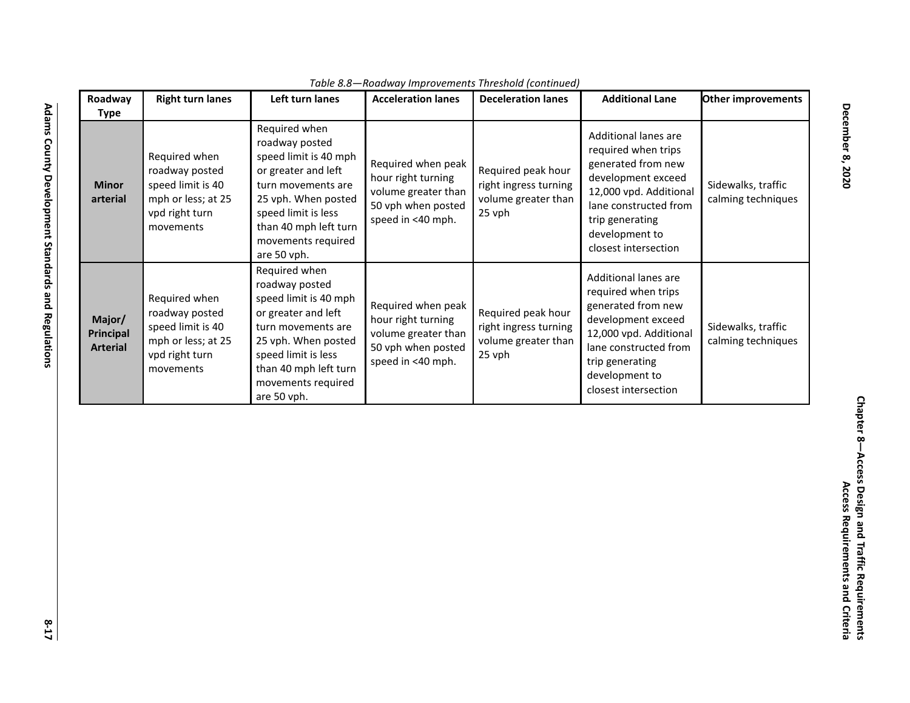*Table 8.8—Roadway Improvements Threshold (continued)*

| Roadway Type | Right turn lanes | Left turn lanes | Acceleration lanes | Deceleration lanes | Additional Lane | Other improvements |
|---|---|---|---|---|---|---|
| **Minor arterial** | Required when roadway posted speed limit is 40 mph or less; at 25 vpd right turn movements | Required when roadway posted speed limit is 40 mph or greater and left turn movements are 25 vph. When posted speed limit is less than 40 mph left turn movements required are 50 vph. | Required when peak hour right turning volume greater than 50 vph when posted speed in <40 mph. | Required peak hour right ingress turning volume greater than 25 vph | Additional lanes are required when trips generated from new development exceed 12,000 vpd. Additional lane constructed from trip generating development to closest intersection | Sidewalks, traffic calming techniques |
| **Major/ Principal Arterial** | Required when roadway posted speed limit is 40 mph or less; at 25 vpd right turn movements | Required when roadway posted speed limit is 40 mph or greater and left turn movements are 25 vph. When posted speed limit is less than 40 mph left turn movements required are 50 vph. | Required when peak hour right turning volume greater than 50 vph when posted speed in <40 mph. | Required peak hour right ingress turning volume greater than 25 vph | Additional lanes are required when trips generated from new development exceed 12,000 vpd. Additional lane constructed from trip generating development to closest intersection | Sidewalks, traffic calming techniques |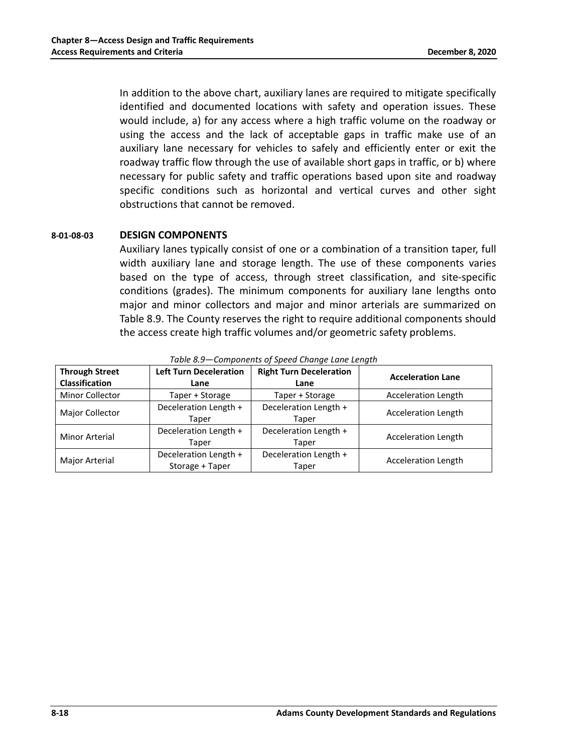In addition to the above chart, auxiliary lanes are required to mitigate specifically identified and documented locations with safety and operation issues. These would include, a) for any access where a high traffic volume on the roadway or using the access and the lack of acceptable gaps in traffic make use of an auxiliary lane necessary for vehicles to safely and efficiently enter or exit the roadway traffic flow through the use of available short gaps in traffic, or b) where necessary for public safety and traffic operations based upon site and roadway specific conditions such as horizontal and vertical curves and other sight obstructions that cannot be removed.

### 8-01-08-03 DESIGN COMPONENTS

Auxiliary lanes typically consist of one or a combination of a transition taper, full width auxiliary lane and storage length. The use of these components varies based on the type of access, through street classification, and site-specific conditions (grades). The minimum components for auxiliary lane lengths onto major and minor collectors and major and minor arterials are summarized on Table 8.9. The County reserves the right to require additional components should the access create high traffic volumes and/or geometric safety problems.

*Table 8.9—Components of Speed Change Lane Length*

| Through Street Classification | Left Turn Deceleration Lane | Right Turn Deceleration Lane | Acceleration Lane |
|---|---|---|---|
| Minor Collector | Taper + Storage | Taper + Storage | Acceleration Length |
| Major Collector | Deceleration Length + Taper | Deceleration Length + Taper | Acceleration Length |
| Minor Arterial | Deceleration Length + Taper | Deceleration Length + Taper | Acceleration Length |
| Major Arterial | Deceleration Length + Storage + Taper | Deceleration Length + Taper | Acceleration Length |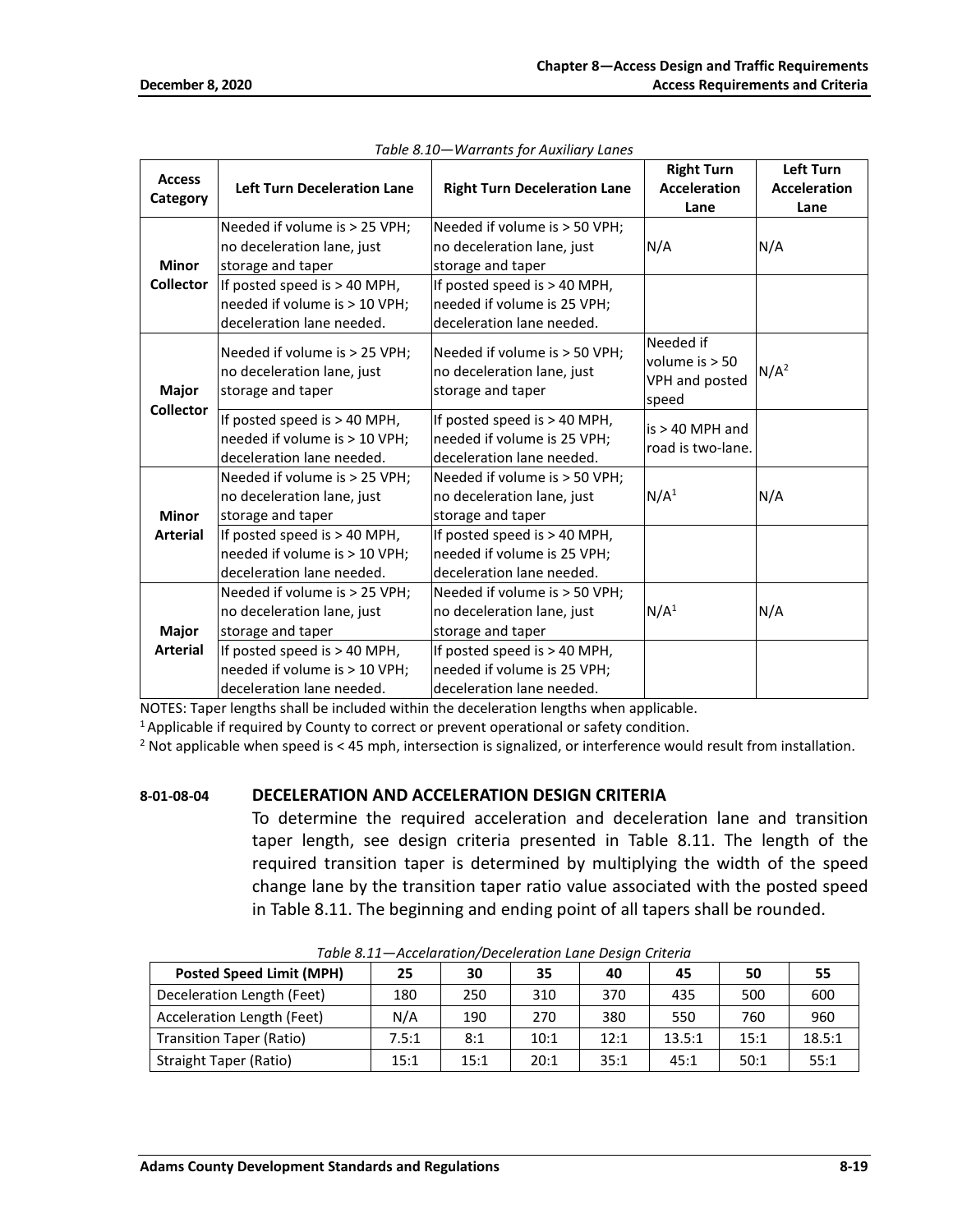*Table 8.10—Warrants for Auxiliary Lanes*

| Access Category | Left Turn Deceleration Lane | Right Turn Deceleration Lane | Right Turn Acceleration Lane | Left Turn Acceleration Lane |
|---|---|---|---|---|
| Minor Collector | Needed if volume is > 25 VPH; no deceleration lane, just storage and taper | Needed if volume is > 50 VPH; no deceleration lane, just storage and taper | N/A | N/A |
| | If posted speed is > 40 MPH, needed if volume is > 10 VPH; deceleration lane needed. | If posted speed is > 40 MPH, needed if volume is 25 VPH; deceleration lane needed. | | |
| Major Collector | Needed if volume is > 25 VPH; no deceleration lane, just storage and taper | Needed if volume is > 50 VPH; no deceleration lane, just storage and taper | Needed if volume is > 50 VPH and posted speed | N/A[2] |
| | If posted speed is > 40 MPH, needed if volume is > 10 VPH; deceleration lane needed. | If posted speed is > 40 MPH, needed if volume is 25 VPH; deceleration lane needed. | is > 40 MPH and road is two-lane. | |
| Minor Arterial | Needed if volume is > 25 VPH; no deceleration lane, just storage and taper | Needed if volume is > 50 VPH; no deceleration lane, just storage and taper | N/A[1] | N/A |
| | If posted speed is > 40 MPH, needed if volume is > 10 VPH; deceleration lane needed. | If posted speed is > 40 MPH, needed if volume is 25 VPH; deceleration lane needed. | | |
| Major Arterial | Needed if volume is > 25 VPH; no deceleration lane, just storage and taper | Needed if volume is > 50 VPH; no deceleration lane, just storage and taper | N/A[1] | N/A |
| | If posted speed is > 40 MPH, needed if volume is > 10 VPH; deceleration lane needed. | If posted speed is > 40 MPH, needed if volume is 25 VPH; deceleration lane needed. | | |

NOTES: Taper lengths shall be included within the deceleration lengths when applicable.

[1] Applicable if required by County to correct or prevent operational or safety condition.

[2] Not applicable when speed is < 45 mph, intersection is signalized, or interference would result from installation.

### 8-01-08-04 DECELERATION AND ACCELERATION DESIGN CRITERIA

To determine the required acceleration and deceleration lane and transition taper length, see design criteria presented in Table 8.11. The length of the required transition taper is determined by multiplying the width of the speed change lane by the transition taper ratio value associated with the posted speed in Table 8.11. The beginning and ending point of all tapers shall be rounded.

*Table 8.11—Acceleration/Deceleration Lane Design Criteria*

| Posted Speed Limit (MPH) | 25 | 30 | 35 | 40 | 45 | 50 | 55 |
|---|---|---|---|---|---|---|---|
| Deceleration Length (Feet) | 180 | 250 | 310 | 370 | 435 | 500 | 600 |
| Acceleration Length (Feet) | N/A | 190 | 270 | 380 | 550 | 760 | 960 |
| Transition Taper (Ratio) | 7.5:1 | 8:1 | 10:1 | 12:1 | 13.5:1 | 15:1 | 18.5:1 |
| Straight Taper (Ratio) | 15:1 | 15:1 | 20:1 | 35:1 | 45:1 | 50:1 | 55:1 |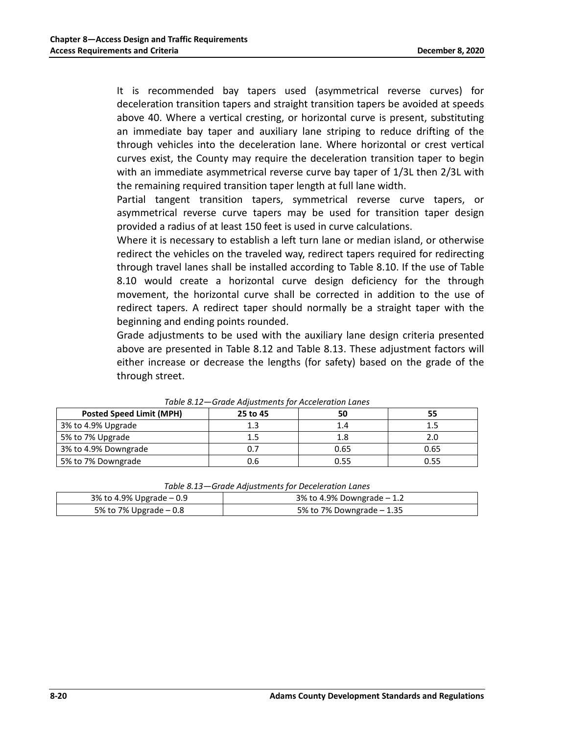It is recommended bay tapers used (asymmetrical reverse curves) for deceleration transition tapers and straight transition tapers be avoided at speeds above 40. Where a vertical cresting, or horizontal curve is present, substituting an immediate bay taper and auxiliary lane striping to reduce drifting of the through vehicles into the deceleration lane. Where horizontal or crest vertical curves exist, the County may require the deceleration transition taper to begin with an immediate asymmetrical reverse curve bay taper of 1/3L then 2/3L with the remaining required transition taper length at full lane width.

Partial tangent transition tapers, symmetrical reverse curve tapers, or asymmetrical reverse curve tapers may be used for transition taper design provided a radius of at least 150 feet is used in curve calculations.

Where it is necessary to establish a left turn lane or median island, or otherwise redirect the vehicles on the traveled way, redirect tapers required for redirecting through travel lanes shall be installed according to Table 8.10. If the use of Table 8.10 would create a horizontal curve design deficiency for the through movement, the horizontal curve shall be corrected in addition to the use of redirect tapers. A redirect taper should normally be a straight taper with the beginning and ending points rounded.

Grade adjustments to be used with the auxiliary lane design criteria presented above are presented in Table 8.12 and Table 8.13. These adjustment factors will either increase or decrease the lengths (for safety) based on the grade of the through street.

*Table 8.12—Grade Adjustments for Acceleration Lanes*

| Posted Speed Limit (MPH) | 25 to 45 | 50 | 55 |
|---|---|---|---|
| 3% to 4.9% Upgrade | 1.3 | 1.4 | 1.5 |
| 5% to 7% Upgrade | 1.5 | 1.8 | 2.0 |
| 3% to 4.9% Downgrade | 0.7 | 0.65 | 0.65 |
| 5% to 7% Downgrade | 0.6 | 0.55 | 0.55 |

*Table 8.13—Grade Adjustments for Deceleration Lanes*

| | |
|---|---|
| 3% to 4.9% Upgrade – 0.9 | 3% to 4.9% Downgrade – 1.2 |
| 5% to 7% Upgrade – 0.8 | 5% to 7% Downgrade – 1.35 |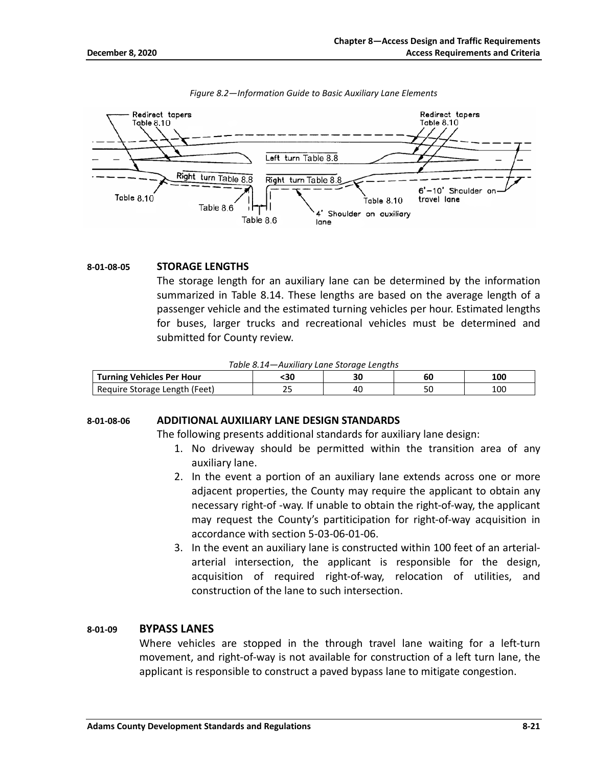*Figure 8.2—Information Guide to Basic Auxiliary Lane Elements*

Redirect tapers Table 8.10

Redirect tapers Table 8.10

Left turn Table 8.8

Right turn Table 8.8

Right turn Table 8.8

Table 8.10

Table 8.6

Table 8.6

Table 8.10

4' Shoulder on auxiliary lane

6'–10' Shoulder on travel lane

#### 8-01-08-05 STORAGE LENGTHS

The storage length for an auxiliary lane can be determined by the information summarized in Table 8.14. These lengths are based on the average length of a passenger vehicle and the estimated turning vehicles per hour. Estimated lengths for buses, larger trucks and recreational vehicles must be determined and submitted for County review.

*Table 8.14—Auxiliary Lane Storage Lengths*

| **Turning Vehicles Per Hour** | **<30** | **30** | **60** | **100** |
|---|---|---|---|---|
| Require Storage Length (Feet) | 25 | 40 | 50 | 100 |

#### 8-01-08-06 ADDITIONAL AUXILIARY LANE DESIGN STANDARDS

The following presents additional standards for auxiliary lane design:

1. No driveway should be permitted within the transition area of any auxiliary lane.
2. In the event a portion of an auxiliary lane extends across one or more adjacent properties, the County may require the applicant to obtain any necessary right-of -way. If unable to obtain the right-of-way, the applicant may request the County's partiticipation for right-of-way acquisition in accordance with section 5-03-06-01-06.
3. In the event an auxiliary lane is constructed within 100 feet of an arterial-arterial intersection, the applicant is responsible for the design, acquisition of required right-of-way, relocation of utilities, and construction of the lane to such intersection.

### 8-01-09 BYPASS LANES

Where vehicles are stopped in the through travel lane waiting for a left-turn movement, and right-of-way is not available for construction of a left turn lane, the applicant is responsible to construct a paved bypass lane to mitigate congestion.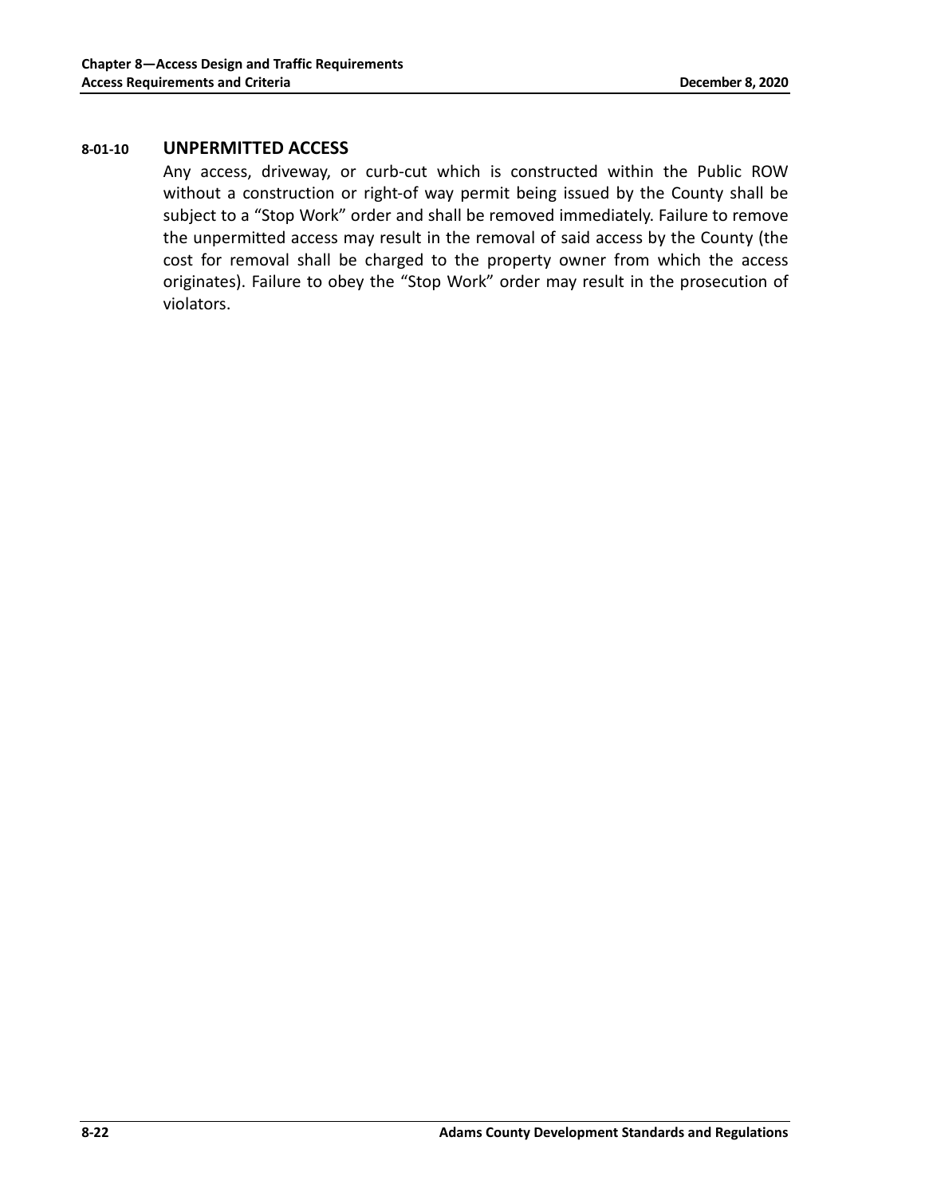### 8-01-10 UNPERMITTED ACCESS

Any access, driveway, or curb-cut which is constructed within the Public ROW without a construction or right-of way permit being issued by the County shall be subject to a “Stop Work” order and shall be removed immediately. Failure to remove the unpermitted access may result in the removal of said access by the County (the cost for removal shall be charged to the property owner from which the access originates). Failure to obey the “Stop Work” order may result in the prosecution of violators.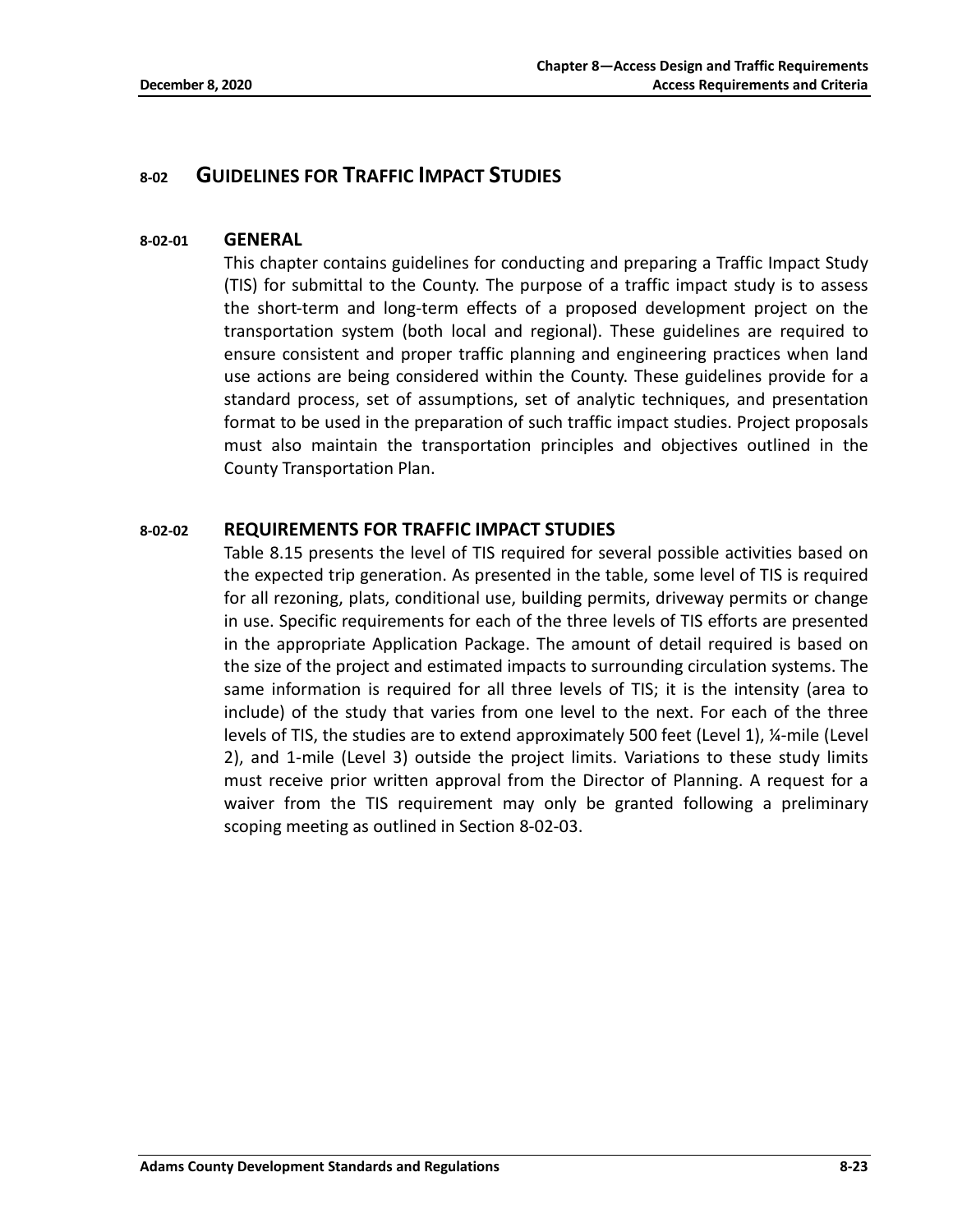## 8-02 GUIDELINES FOR TRAFFIC IMPACT STUDIES

### 8-02-01 GENERAL

This chapter contains guidelines for conducting and preparing a Traffic Impact Study (TIS) for submittal to the County. The purpose of a traffic impact study is to assess the short-term and long-term effects of a proposed development project on the transportation system (both local and regional). These guidelines are required to ensure consistent and proper traffic planning and engineering practices when land use actions are being considered within the County. These guidelines provide for a standard process, set of assumptions, set of analytic techniques, and presentation format to be used in the preparation of such traffic impact studies. Project proposals must also maintain the transportation principles and objectives outlined in the County Transportation Plan.

### 8-02-02 REQUIREMENTS FOR TRAFFIC IMPACT STUDIES

Table 8.15 presents the level of TIS required for several possible activities based on the expected trip generation. As presented in the table, some level of TIS is required for all rezoning, plats, conditional use, building permits, driveway permits or change in use. Specific requirements for each of the three levels of TIS efforts are presented in the appropriate Application Package. The amount of detail required is based on the size of the project and estimated impacts to surrounding circulation systems. The same information is required for all three levels of TIS; it is the intensity (area to include) of the study that varies from one level to the next. For each of the three levels of TIS, the studies are to extend approximately 500 feet (Level 1), ¼-mile (Level 2), and 1-mile (Level 3) outside the project limits. Variations to these study limits must receive prior written approval from the Director of Planning. A request for a waiver from the TIS requirement may only be granted following a preliminary scoping meeting as outlined in Section 8-02-03.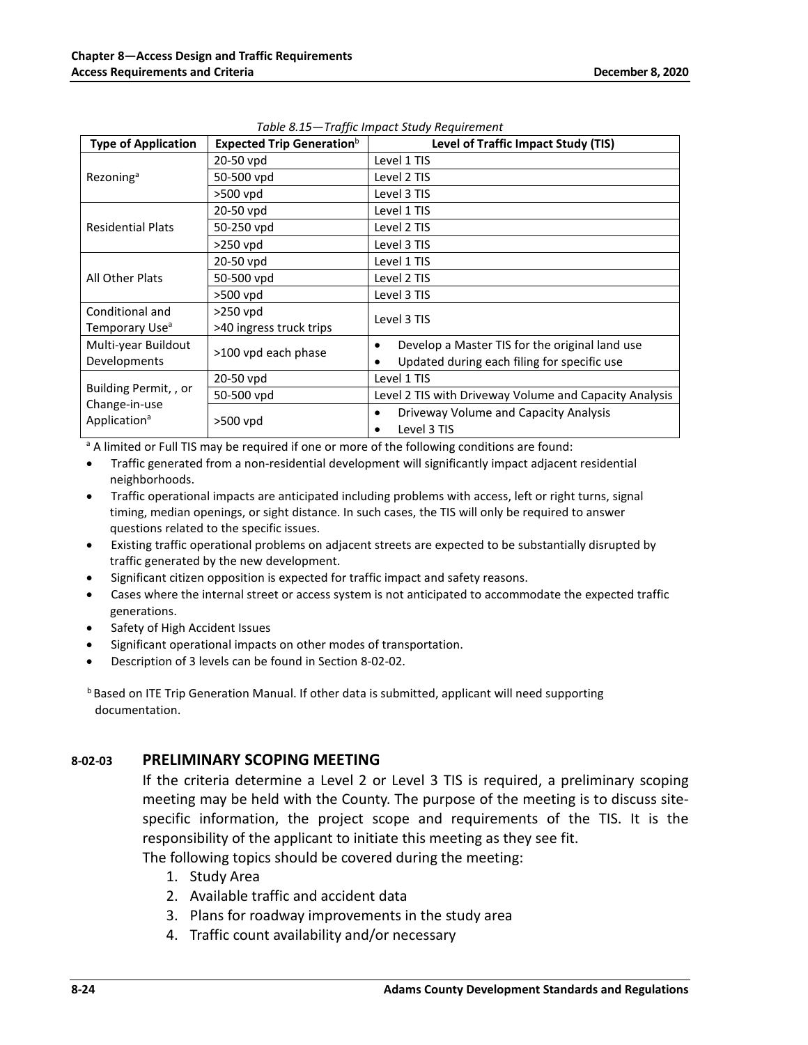*Table 8.15—Traffic Impact Study Requirement*

| Type of Application | Expected Trip Generation[b] | Level of Traffic Impact Study (TIS) |
|---|---|---|
| Rezoning[a] | 20-50 vpd | Level 1 TIS |
| | 50-500 vpd | Level 2 TIS |
| | >500 vpd | Level 3 TIS |
| Residential Plats | 20-50 vpd | Level 1 TIS |
| | 50-250 vpd | Level 2 TIS |
| | >250 vpd | Level 3 TIS |
| All Other Plats | 20-50 vpd | Level 1 TIS |
| | 50-500 vpd | Level 2 TIS |
| | >500 vpd | Level 3 TIS |
| Conditional and Temporary Use[a] | >250 vpd<br>>40 ingress truck trips | Level 3 TIS |
| Multi-year Buildout Developments | >100 vpd each phase | • Develop a Master TIS for the original land use<br>• Updated during each filing for specific use |
| Building Permit, , or Change-in-use Application[a] | 20-50 vpd | Level 1 TIS |
| | 50-500 vpd | Level 2 TIS with Driveway Volume and Capacity Analysis |
| | >500 vpd | • Driveway Volume and Capacity Analysis<br>• Level 3 TIS |

[a] A limited or Full TIS may be required if one or more of the following conditions are found:

- Traffic generated from a non-residential development will significantly impact adjacent residential neighborhoods.
- Traffic operational impacts are anticipated including problems with access, left or right turns, signal timing, median openings, or sight distance. In such cases, the TIS will only be required to answer questions related to the specific issues.
- Existing traffic operational problems on adjacent streets are expected to be substantially disrupted by traffic generated by the new development.
- Significant citizen opposition is expected for traffic impact and safety reasons.
- Cases where the internal street or access system is not anticipated to accommodate the expected traffic generations.
- Safety of High Accident Issues
- Significant operational impacts on other modes of transportation.
- Description of 3 levels can be found in Section 8-02-02.

[b] Based on ITE Trip Generation Manual. If other data is submitted, applicant will need supporting documentation.

### 8-02-03 PRELIMINARY SCOPING MEETING

If the criteria determine a Level 2 or Level 3 TIS is required, a preliminary scoping meeting may be held with the County. The purpose of the meeting is to discuss site-specific information, the project scope and requirements of the TIS. It is the responsibility of the applicant to initiate this meeting as they see fit.

The following topics should be covered during the meeting:

1. Study Area
2. Available traffic and accident data
3. Plans for roadway improvements in the study area
4. Traffic count availability and/or necessary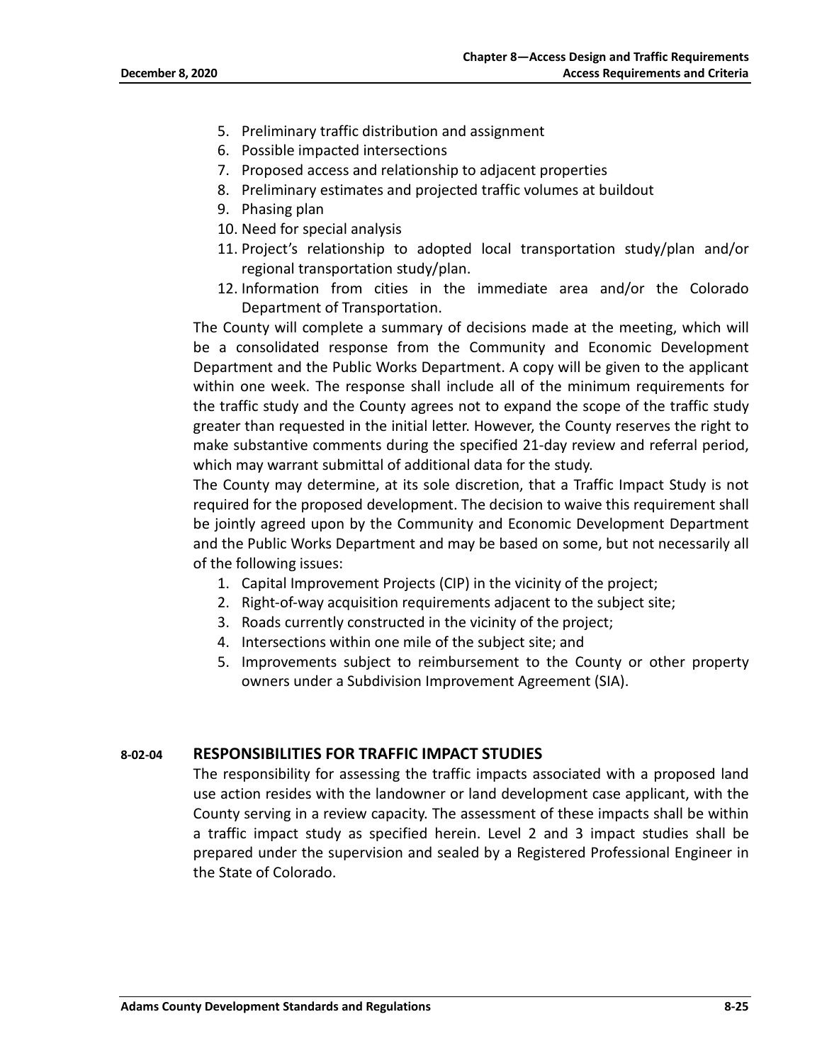5. Preliminary traffic distribution and assignment
6. Possible impacted intersections
7. Proposed access and relationship to adjacent properties
8. Preliminary estimates and projected traffic volumes at buildout
9. Phasing plan
10. Need for special analysis
11. Project's relationship to adopted local transportation study/plan and/or regional transportation study/plan.
12. Information from cities in the immediate area and/or the Colorado Department of Transportation.

The County will complete a summary of decisions made at the meeting, which will be a consolidated response from the Community and Economic Development Department and the Public Works Department. A copy will be given to the applicant within one week. The response shall include all of the minimum requirements for the traffic study and the County agrees not to expand the scope of the traffic study greater than requested in the initial letter. However, the County reserves the right to make substantive comments during the specified 21-day review and referral period, which may warrant submittal of additional data for the study.

The County may determine, at its sole discretion, that a Traffic Impact Study is not required for the proposed development. The decision to waive this requirement shall be jointly agreed upon by the Community and Economic Development Department and the Public Works Department and may be based on some, but not necessarily all of the following issues:

1. Capital Improvement Projects (CIP) in the vicinity of the project;
2. Right-of-way acquisition requirements adjacent to the subject site;
3. Roads currently constructed in the vicinity of the project;
4. Intersections within one mile of the subject site; and
5. Improvements subject to reimbursement to the County or other property owners under a Subdivision Improvement Agreement (SIA).

## 8-02-04 RESPONSIBILITIES FOR TRAFFIC IMPACT STUDIES

The responsibility for assessing the traffic impacts associated with a proposed land use action resides with the landowner or land development case applicant, with the County serving in a review capacity. The assessment of these impacts shall be within a traffic impact study as specified herein. Level 2 and 3 impact studies shall be prepared under the supervision and sealed by a Registered Professional Engineer in the State of Colorado.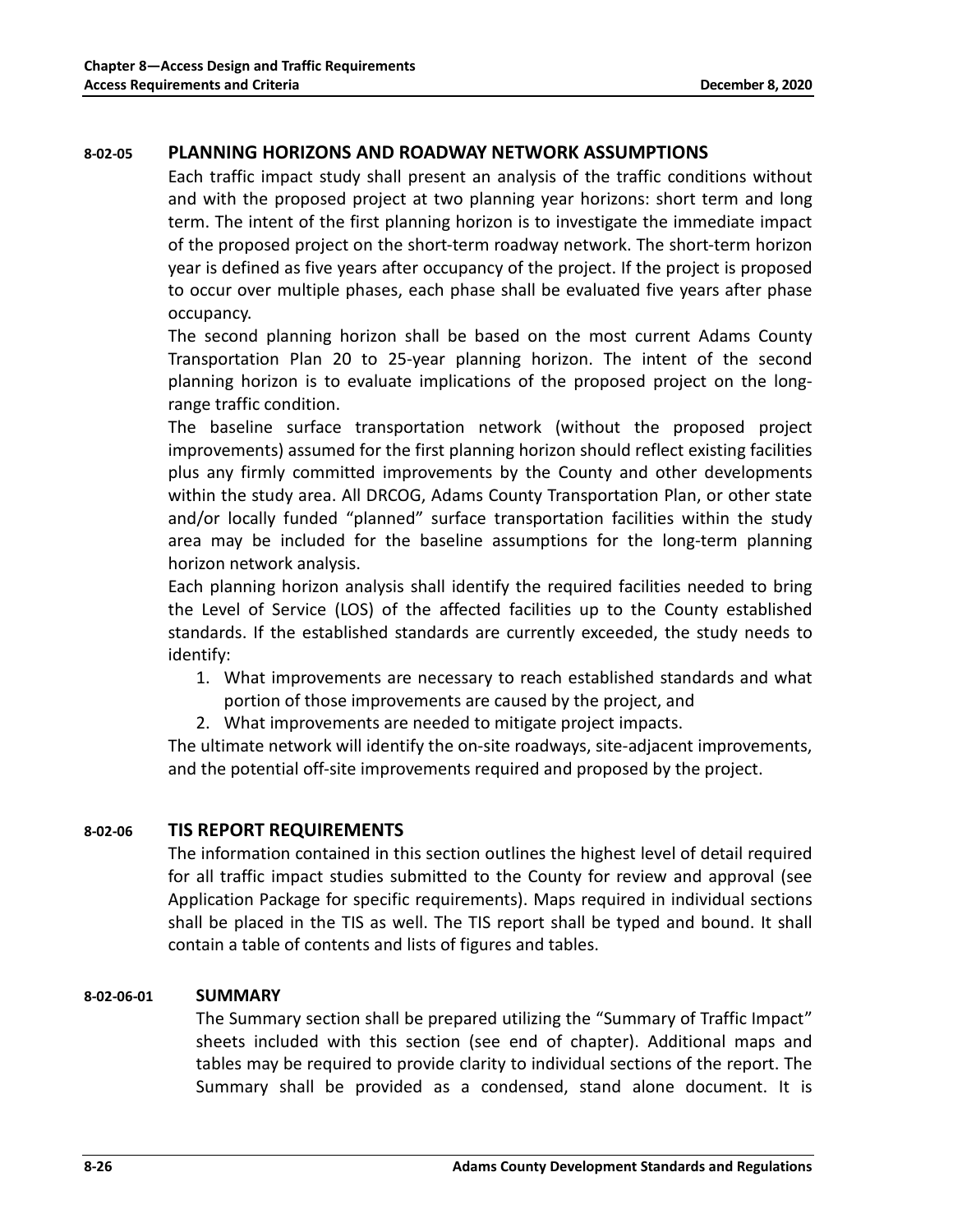## 8-02-05 PLANNING HORIZONS AND ROADWAY NETWORK ASSUMPTIONS

Each traffic impact study shall present an analysis of the traffic conditions without and with the proposed project at two planning year horizons: short term and long term. The intent of the first planning horizon is to investigate the immediate impact of the proposed project on the short-term roadway network. The short-term horizon year is defined as five years after occupancy of the project. If the project is proposed to occur over multiple phases, each phase shall be evaluated five years after phase occupancy.

The second planning horizon shall be based on the most current Adams County Transportation Plan 20 to 25-year planning horizon. The intent of the second planning horizon is to evaluate implications of the proposed project on the long-range traffic condition.

The baseline surface transportation network (without the proposed project improvements) assumed for the first planning horizon should reflect existing facilities plus any firmly committed improvements by the County and other developments within the study area. All DRCOG, Adams County Transportation Plan, or other state and/or locally funded "planned" surface transportation facilities within the study area may be included for the baseline assumptions for the long-term planning horizon network analysis.

Each planning horizon analysis shall identify the required facilities needed to bring the Level of Service (LOS) of the affected facilities up to the County established standards. If the established standards are currently exceeded, the study needs to identify:

1. What improvements are necessary to reach established standards and what portion of those improvements are caused by the project, and
2. What improvements are needed to mitigate project impacts.

The ultimate network will identify the on-site roadways, site-adjacent improvements, and the potential off-site improvements required and proposed by the project.

## 8-02-06 TIS REPORT REQUIREMENTS

The information contained in this section outlines the highest level of detail required for all traffic impact studies submitted to the County for review and approval (see Application Package for specific requirements). Maps required in individual sections shall be placed in the TIS as well. The TIS report shall be typed and bound. It shall contain a table of contents and lists of figures and tables.

### 8-02-06-01 SUMMARY

The Summary section shall be prepared utilizing the "Summary of Traffic Impact" sheets included with this section (see end of chapter). Additional maps and tables may be required to provide clarity to individual sections of the report. The Summary shall be provided as a condensed, stand alone document. It is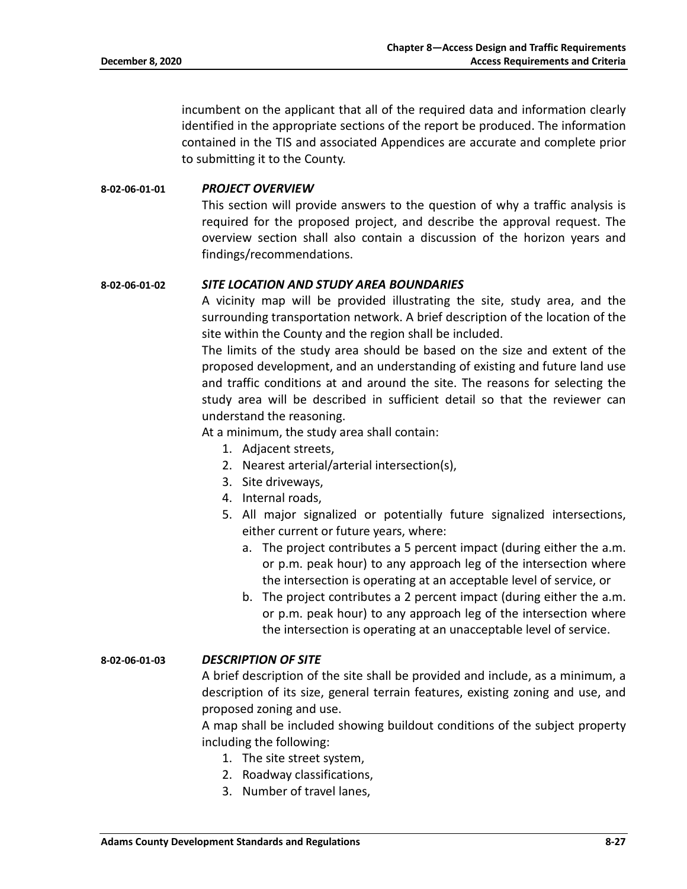incumbent on the applicant that all of the required data and information clearly identified in the appropriate sections of the report be produced. The information contained in the TIS and associated Appendices are accurate and complete prior to submitting it to the County.

**8-02-06-01-01** ***PROJECT OVERVIEW***

This section will provide answers to the question of why a traffic analysis is required for the proposed project, and describe the approval request. The overview section shall also contain a discussion of the horizon years and findings/recommendations.

**8-02-06-01-02** ***SITE LOCATION AND STUDY AREA BOUNDARIES***

A vicinity map will be provided illustrating the site, study area, and the surrounding transportation network. A brief description of the location of the site within the County and the region shall be included.

The limits of the study area should be based on the size and extent of the proposed development, and an understanding of existing and future land use and traffic conditions at and around the site. The reasons for selecting the study area will be described in sufficient detail so that the reviewer can understand the reasoning.

At a minimum, the study area shall contain:

1. Adjacent streets,
2. Nearest arterial/arterial intersection(s),
3. Site driveways,
4. Internal roads,
5. All major signalized or potentially future signalized intersections, either current or future years, where:
   a. The project contributes a 5 percent impact (during either the a.m. or p.m. peak hour) to any approach leg of the intersection where the intersection is operating at an acceptable level of service, or
   b. The project contributes a 2 percent impact (during either the a.m. or p.m. peak hour) to any approach leg of the intersection where the intersection is operating at an unacceptable level of service.

**8-02-06-01-03** ***DESCRIPTION OF SITE***

A brief description of the site shall be provided and include, as a minimum, a description of its size, general terrain features, existing zoning and use, and proposed zoning and use.

A map shall be included showing buildout conditions of the subject property including the following:

1. The site street system,
2. Roadway classifications,
3. Number of travel lanes,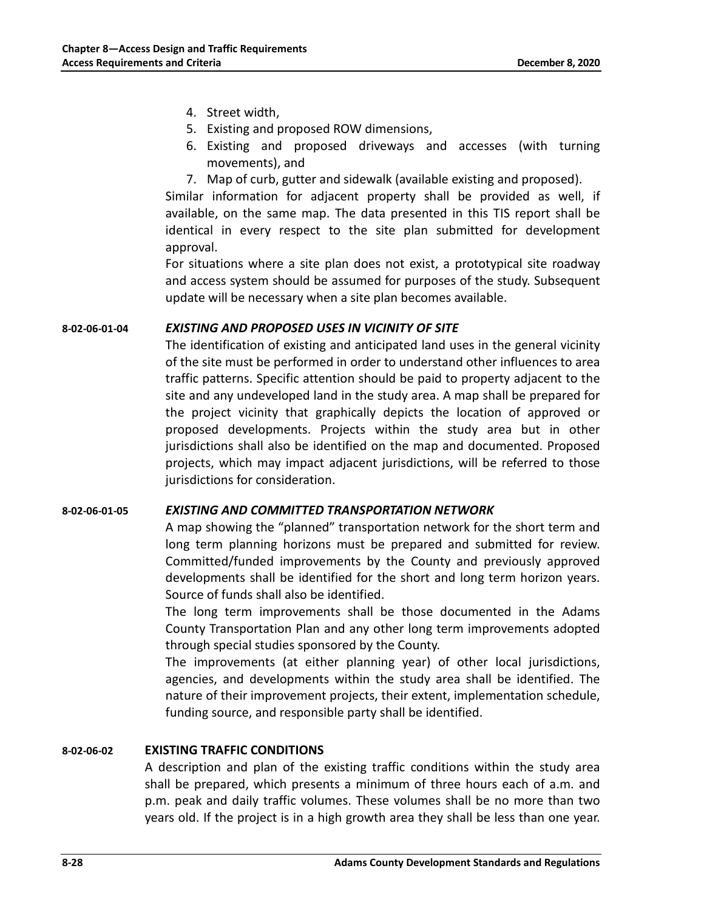4. Street width,
5. Existing and proposed ROW dimensions,
6. Existing and proposed driveways and accesses (with turning movements), and
7. Map of curb, gutter and sidewalk (available existing and proposed).

Similar information for adjacent property shall be provided as well, if available, on the same map. The data presented in this TIS report shall be identical in every respect to the site plan submitted for development approval.

For situations where a site plan does not exist, a prototypical site roadway and access system should be assumed for purposes of the study. Subsequent update will be necessary when a site plan becomes available.

#### 8-02-06-01-04 *EXISTING AND PROPOSED USES IN VICINITY OF SITE*

The identification of existing and anticipated land uses in the general vicinity of the site must be performed in order to understand other influences to area traffic patterns. Specific attention should be paid to property adjacent to the site and any undeveloped land in the study area. A map shall be prepared for the project vicinity that graphically depicts the location of approved or proposed developments. Projects within the study area but in other jurisdictions shall also be identified on the map and documented. Proposed projects, which may impact adjacent jurisdictions, will be referred to those jurisdictions for consideration.

#### 8-02-06-01-05 *EXISTING AND COMMITTED TRANSPORTATION NETWORK*

A map showing the "planned" transportation network for the short term and long term planning horizons must be prepared and submitted for review. Committed/funded improvements by the County and previously approved developments shall be identified for the short and long term horizon years. Source of funds shall also be identified.

The long term improvements shall be those documented in the Adams County Transportation Plan and any other long term improvements adopted through special studies sponsored by the County.

The improvements (at either planning year) of other local jurisdictions, agencies, and developments within the study area shall be identified. The nature of their improvement projects, their extent, implementation schedule, funding source, and responsible party shall be identified.

### 8-02-06-02 EXISTING TRAFFIC CONDITIONS

A description and plan of the existing traffic conditions within the study area shall be prepared, which presents a minimum of three hours each of a.m. and p.m. peak and daily traffic volumes. These volumes shall be no more than two years old. If the project is in a high growth area they shall be less than one year.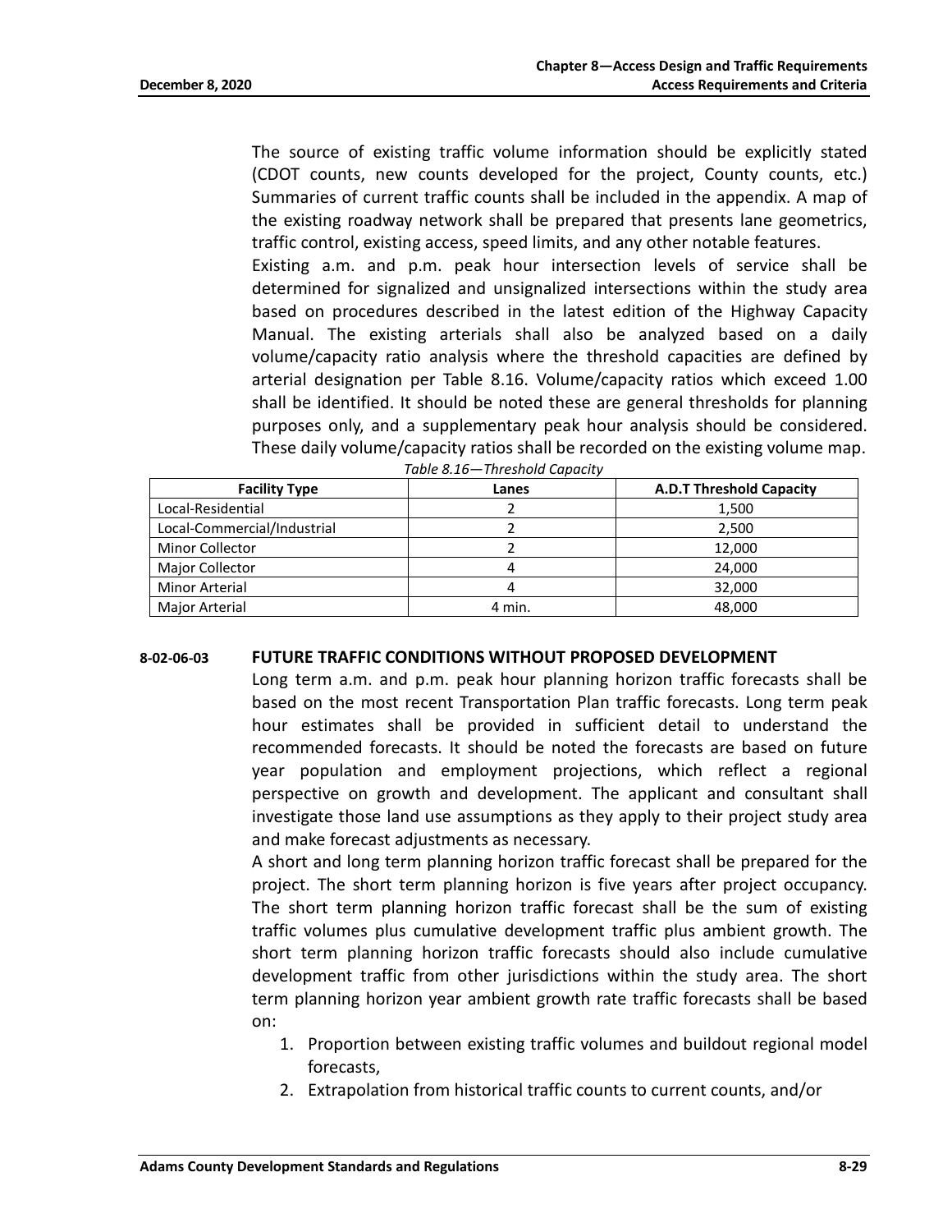The source of existing traffic volume information should be explicitly stated (CDOT counts, new counts developed for the project, County counts, etc.) Summaries of current traffic counts shall be included in the appendix. A map of the existing roadway network shall be prepared that presents lane geometrics, traffic control, existing access, speed limits, and any other notable features.

Existing a.m. and p.m. peak hour intersection levels of service shall be determined for signalized and unsignalized intersections within the study area based on procedures described in the latest edition of the Highway Capacity Manual. The existing arterials shall also be analyzed based on a daily volume/capacity ratio analysis where the threshold capacities are defined by arterial designation per Table 8.16. Volume/capacity ratios which exceed 1.00 shall be identified. It should be noted these are general thresholds for planning purposes only, and a supplementary peak hour analysis should be considered. These daily volume/capacity ratios shall be recorded on the existing volume map.

*Table 8.16—Threshold Capacity*

| Facility Type | Lanes | A.D.T Threshold Capacity |
|---|---|---|
| Local-Residential | 2 | 1,500 |
| Local-Commercial/Industrial | 2 | 2,500 |
| Minor Collector | 2 | 12,000 |
| Major Collector | 4 | 24,000 |
| Minor Arterial | 4 | 32,000 |
| Major Arterial | 4 min. | 48,000 |

### 8-02-06-03 FUTURE TRAFFIC CONDITIONS WITHOUT PROPOSED DEVELOPMENT

Long term a.m. and p.m. peak hour planning horizon traffic forecasts shall be based on the most recent Transportation Plan traffic forecasts. Long term peak hour estimates shall be provided in sufficient detail to understand the recommended forecasts. It should be noted the forecasts are based on future year population and employment projections, which reflect a regional perspective on growth and development. The applicant and consultant shall investigate those land use assumptions as they apply to their project study area and make forecast adjustments as necessary.

A short and long term planning horizon traffic forecast shall be prepared for the project. The short term planning horizon is five years after project occupancy. The short term planning horizon traffic forecast shall be the sum of existing traffic volumes plus cumulative development traffic plus ambient growth. The short term planning horizon traffic forecasts should also include cumulative development traffic from other jurisdictions within the study area. The short term planning horizon year ambient growth rate traffic forecasts shall be based on:

1. Proportion between existing traffic volumes and buildout regional model forecasts,
2. Extrapolation from historical traffic counts to current counts, and/or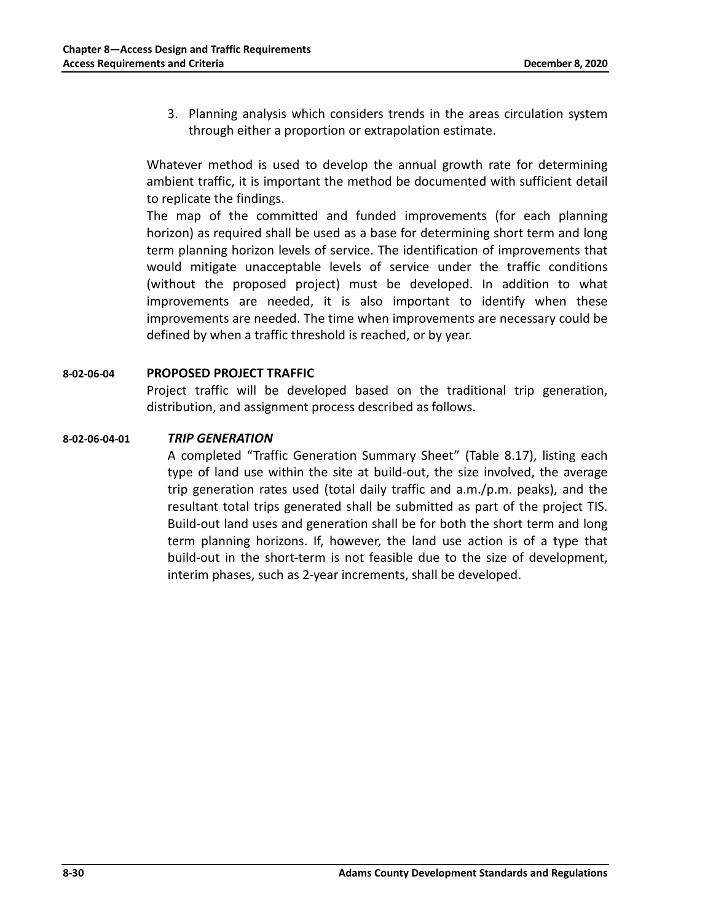3. Planning analysis which considers trends in the areas circulation system through either a proportion or extrapolation estimate.

Whatever method is used to develop the annual growth rate for determining ambient traffic, it is important the method be documented with sufficient detail to replicate the findings.

The map of the committed and funded improvements (for each planning horizon) as required shall be used as a base for determining short term and long term planning horizon levels of service. The identification of improvements that would mitigate unacceptable levels of service under the traffic conditions (without the proposed project) must be developed. In addition to what improvements are needed, it is also important to identify when these improvements are needed. The time when improvements are necessary could be defined by when a traffic threshold is reached, or by year.

### 8-02-06-04 PROPOSED PROJECT TRAFFIC

Project traffic will be developed based on the traditional trip generation, distribution, and assignment process described as follows.

#### 8-02-06-04-01 *TRIP GENERATION*

A completed "Traffic Generation Summary Sheet" (Table 8.17), listing each type of land use within the site at build-out, the size involved, the average trip generation rates used (total daily traffic and a.m./p.m. peaks), and the resultant total trips generated shall be submitted as part of the project TIS. Build-out land uses and generation shall be for both the short term and long term planning horizons. If, however, the land use action is of a type that build-out in the short-term is not feasible due to the size of development, interim phases, such as 2-year increments, shall be developed.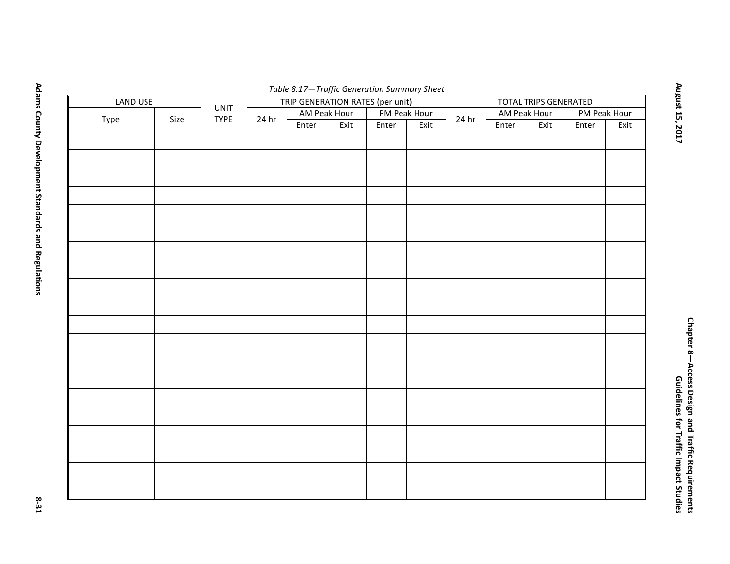*Table 8.17—Traffic Generation Summary Sheet*

| LAND USE | | UNIT TYPE | TRIP GENERATION RATES (per unit) | | | | | TOTAL TRIPS GENERATED | | | | |
|---|---|---|---|---|---|---|---|---|---|---|---|---|
| Type | Size | | 24 hr | AM Peak Hour | | PM Peak Hour | | 24 hr | AM Peak Hour | | PM Peak Hour | |
| | | | | Enter | Exit | Enter | Exit | | Enter | Exit | Enter | Exit |
| | | | | | | | | | | | | |
| | | | | | | | | | | | | |
| | | | | | | | | | | | | |
| | | | | | | | | | | | | |
| | | | | | | | | | | | | |
| | | | | | | | | | | | | |
| | | | | | | | | | | | | |
| | | | | | | | | | | | | |
| | | | | | | | | | | | | |
| | | | | | | | | | | | | |
| | | | | | | | | | | | | |
| | | | | | | | | | | | | |
| | | | | | | | | | | | | |
| | | | | | | | | | | | | |
| | | | | | | | | | | | | |
| | | | | | | | | | | | | |
| | | | | | | | | | | | | |
| | | | | | | | | | | | | |
| | | | | | | | | | | | | |
| | | | | | | | | | | | | |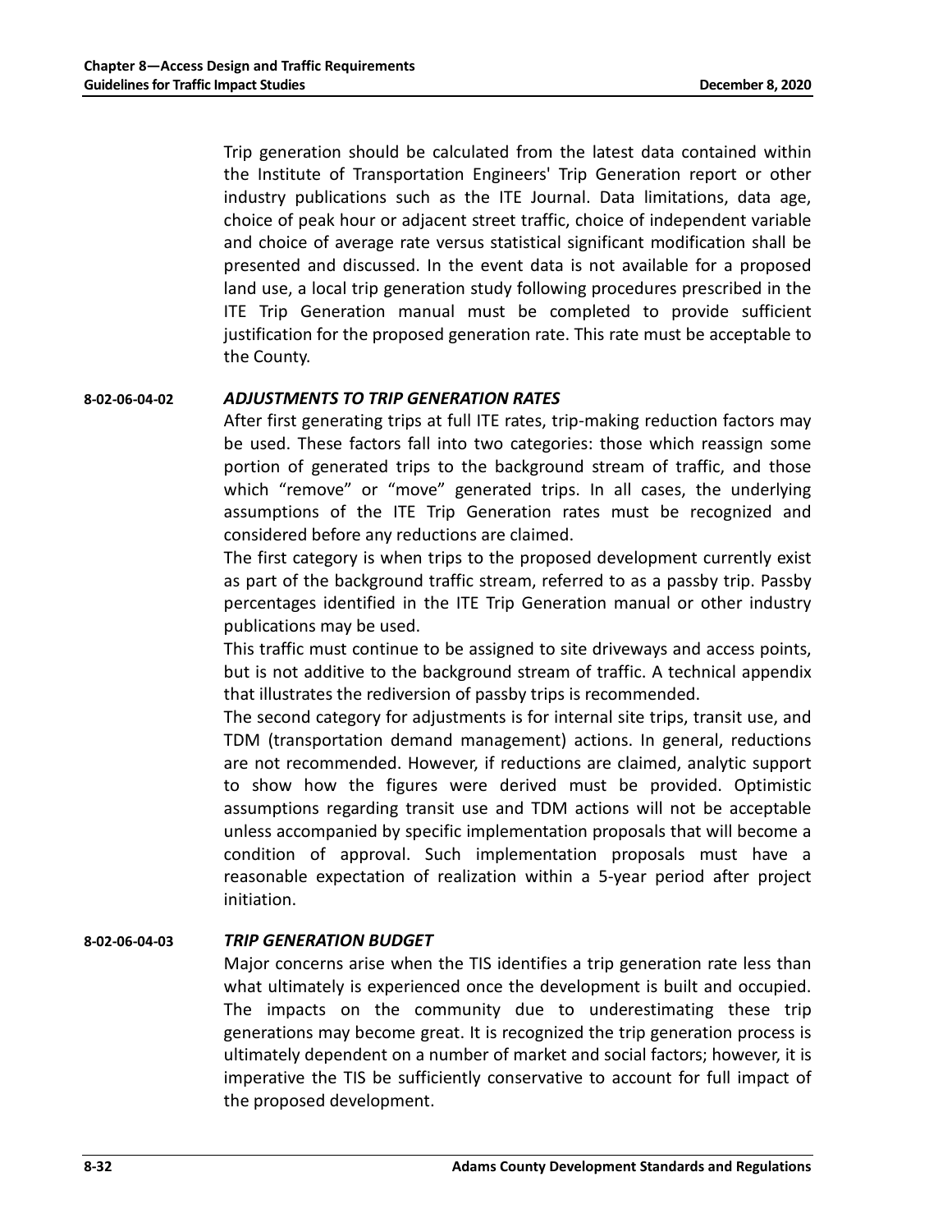Trip generation should be calculated from the latest data contained within the Institute of Transportation Engineers' Trip Generation report or other industry publications such as the ITE Journal. Data limitations, data age, choice of peak hour or adjacent street traffic, choice of independent variable and choice of average rate versus statistical significant modification shall be presented and discussed. In the event data is not available for a proposed land use, a local trip generation study following procedures prescribed in the ITE Trip Generation manual must be completed to provide sufficient justification for the proposed generation rate. This rate must be acceptable to the County.

### 8-02-06-04-02 *ADJUSTMENTS TO TRIP GENERATION RATES*

After first generating trips at full ITE rates, trip-making reduction factors may be used. These factors fall into two categories: those which reassign some portion of generated trips to the background stream of traffic, and those which "remove" or "move" generated trips. In all cases, the underlying assumptions of the ITE Trip Generation rates must be recognized and considered before any reductions are claimed.

The first category is when trips to the proposed development currently exist as part of the background traffic stream, referred to as a passby trip. Passby percentages identified in the ITE Trip Generation manual or other industry publications may be used.

This traffic must continue to be assigned to site driveways and access points, but is not additive to the background stream of traffic. A technical appendix that illustrates the rediversion of passby trips is recommended.

The second category for adjustments is for internal site trips, transit use, and TDM (transportation demand management) actions. In general, reductions are not recommended. However, if reductions are claimed, analytic support to show how the figures were derived must be provided. Optimistic assumptions regarding transit use and TDM actions will not be acceptable unless accompanied by specific implementation proposals that will become a condition of approval. Such implementation proposals must have a reasonable expectation of realization within a 5-year period after project initiation.

### 8-02-06-04-03 *TRIP GENERATION BUDGET*

Major concerns arise when the TIS identifies a trip generation rate less than what ultimately is experienced once the development is built and occupied. The impacts on the community due to underestimating these trip generations may become great. It is recognized the trip generation process is ultimately dependent on a number of market and social factors; however, it is imperative the TIS be sufficiently conservative to account for full impact of the proposed development.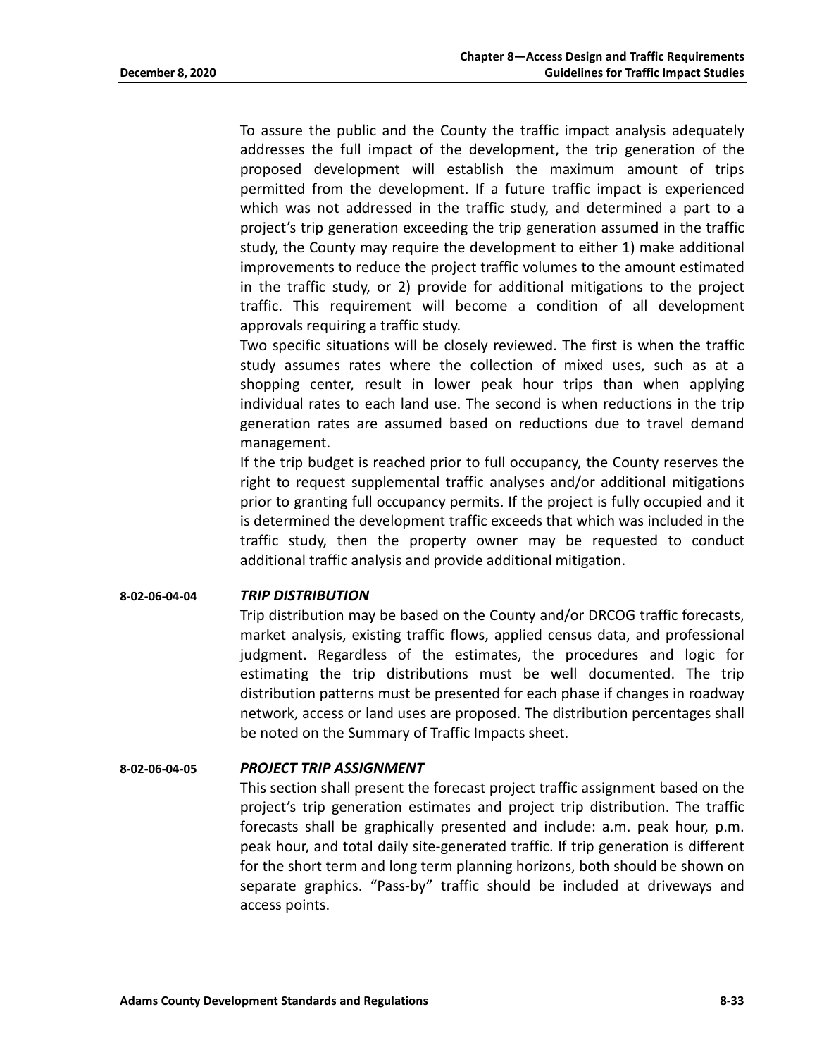To assure the public and the County the traffic impact analysis adequately addresses the full impact of the development, the trip generation of the proposed development will establish the maximum amount of trips permitted from the development. If a future traffic impact is experienced which was not addressed in the traffic study, and determined a part to a project's trip generation exceeding the trip generation assumed in the traffic study, the County may require the development to either 1) make additional improvements to reduce the project traffic volumes to the amount estimated in the traffic study, or 2) provide for additional mitigations to the project traffic. This requirement will become a condition of all development approvals requiring a traffic study.

Two specific situations will be closely reviewed. The first is when the traffic study assumes rates where the collection of mixed uses, such as at a shopping center, result in lower peak hour trips than when applying individual rates to each land use. The second is when reductions in the trip generation rates are assumed based on reductions due to travel demand management.

If the trip budget is reached prior to full occupancy, the County reserves the right to request supplemental traffic analyses and/or additional mitigations prior to granting full occupancy permits. If the project is fully occupied and it is determined the development traffic exceeds that which was included in the traffic study, then the property owner may be requested to conduct additional traffic analysis and provide additional mitigation.

#### 8-02-06-04-04 *TRIP DISTRIBUTION*

Trip distribution may be based on the County and/or DRCOG traffic forecasts, market analysis, existing traffic flows, applied census data, and professional judgment. Regardless of the estimates, the procedures and logic for estimating the trip distributions must be well documented. The trip distribution patterns must be presented for each phase if changes in roadway network, access or land uses are proposed. The distribution percentages shall be noted on the Summary of Traffic Impacts sheet.

#### 8-02-06-04-05 *PROJECT TRIP ASSIGNMENT*

This section shall present the forecast project traffic assignment based on the project's trip generation estimates and project trip distribution. The traffic forecasts shall be graphically presented and include: a.m. peak hour, p.m. peak hour, and total daily site-generated traffic. If trip generation is different for the short term and long term planning horizons, both should be shown on separate graphics. "Pass-by" traffic should be included at driveways and access points.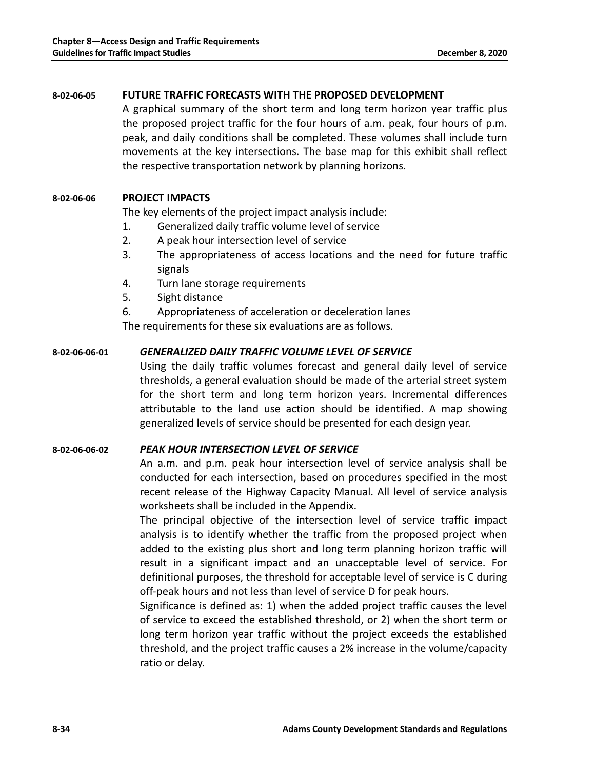**8-02-06-05 FUTURE TRAFFIC FORECASTS WITH THE PROPOSED DEVELOPMENT**

A graphical summary of the short term and long term horizon year traffic plus the proposed project traffic for the four hours of a.m. peak, four hours of p.m. peak, and daily conditions shall be completed. These volumes shall include turn movements at the key intersections. The base map for this exhibit shall reflect the respective transportation network by planning horizons.

**8-02-06-06 PROJECT IMPACTS**

The key elements of the project impact analysis include:

1. Generalized daily traffic volume level of service
2. A peak hour intersection level of service
3. The appropriateness of access locations and the need for future traffic signals
4. Turn lane storage requirements
5. Sight distance
6. Appropriateness of acceleration or deceleration lanes

The requirements for these six evaluations are as follows.

**8-02-06-06-01 *GENERALIZED DAILY TRAFFIC VOLUME LEVEL OF SERVICE***

Using the daily traffic volumes forecast and general daily level of service thresholds, a general evaluation should be made of the arterial street system for the short term and long term horizon years. Incremental differences attributable to the land use action should be identified. A map showing generalized levels of service should be presented for each design year.

**8-02-06-06-02 *PEAK HOUR INTERSECTION LEVEL OF SERVICE***

An a.m. and p.m. peak hour intersection level of service analysis shall be conducted for each intersection, based on procedures specified in the most recent release of the Highway Capacity Manual. All level of service analysis worksheets shall be included in the Appendix.

The principal objective of the intersection level of service traffic impact analysis is to identify whether the traffic from the proposed project when added to the existing plus short and long term planning horizon traffic will result in a significant impact and an unacceptable level of service. For definitional purposes, the threshold for acceptable level of service is C during off-peak hours and not less than level of service D for peak hours.

Significance is defined as: 1) when the added project traffic causes the level of service to exceed the established threshold, or 2) when the short term or long term horizon year traffic without the project exceeds the established threshold, and the project traffic causes a 2% increase in the volume/capacity ratio or delay.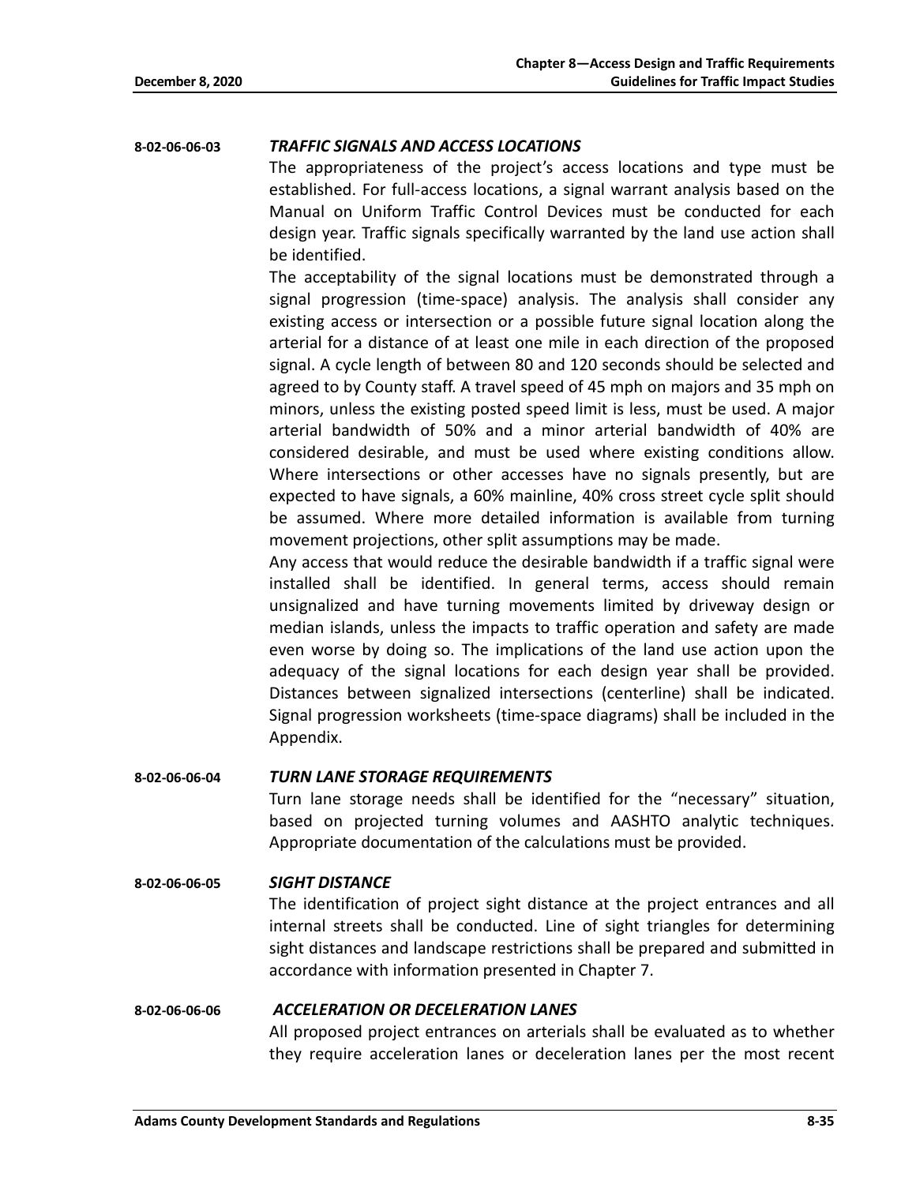#### 8-02-06-06-03 *TRAFFIC SIGNALS AND ACCESS LOCATIONS*

The appropriateness of the project's access locations and type must be established. For full-access locations, a signal warrant analysis based on the Manual on Uniform Traffic Control Devices must be conducted for each design year. Traffic signals specifically warranted by the land use action shall be identified.

The acceptability of the signal locations must be demonstrated through a signal progression (time-space) analysis. The analysis shall consider any existing access or intersection or a possible future signal location along the arterial for a distance of at least one mile in each direction of the proposed signal. A cycle length of between 80 and 120 seconds should be selected and agreed to by County staff. A travel speed of 45 mph on majors and 35 mph on minors, unless the existing posted speed limit is less, must be used. A major arterial bandwidth of 50% and a minor arterial bandwidth of 40% are considered desirable, and must be used where existing conditions allow. Where intersections or other accesses have no signals presently, but are expected to have signals, a 60% mainline, 40% cross street cycle split should be assumed. Where more detailed information is available from turning movement projections, other split assumptions may be made.

Any access that would reduce the desirable bandwidth if a traffic signal were installed shall be identified. In general terms, access should remain unsignalized and have turning movements limited by driveway design or median islands, unless the impacts to traffic operation and safety are made even worse by doing so. The implications of the land use action upon the adequacy of the signal locations for each design year shall be provided. Distances between signalized intersections (centerline) shall be indicated. Signal progression worksheets (time-space diagrams) shall be included in the Appendix.

#### 8-02-06-06-04 *TURN LANE STORAGE REQUIREMENTS*

Turn lane storage needs shall be identified for the "necessary" situation, based on projected turning volumes and AASHTO analytic techniques. Appropriate documentation of the calculations must be provided.

#### 8-02-06-06-05 *SIGHT DISTANCE*

The identification of project sight distance at the project entrances and all internal streets shall be conducted. Line of sight triangles for determining sight distances and landscape restrictions shall be prepared and submitted in accordance with information presented in Chapter 7.

#### 8-02-06-06-06 *ACCELERATION OR DECELERATION LANES*

All proposed project entrances on arterials shall be evaluated as to whether they require acceleration lanes or deceleration lanes per the most recent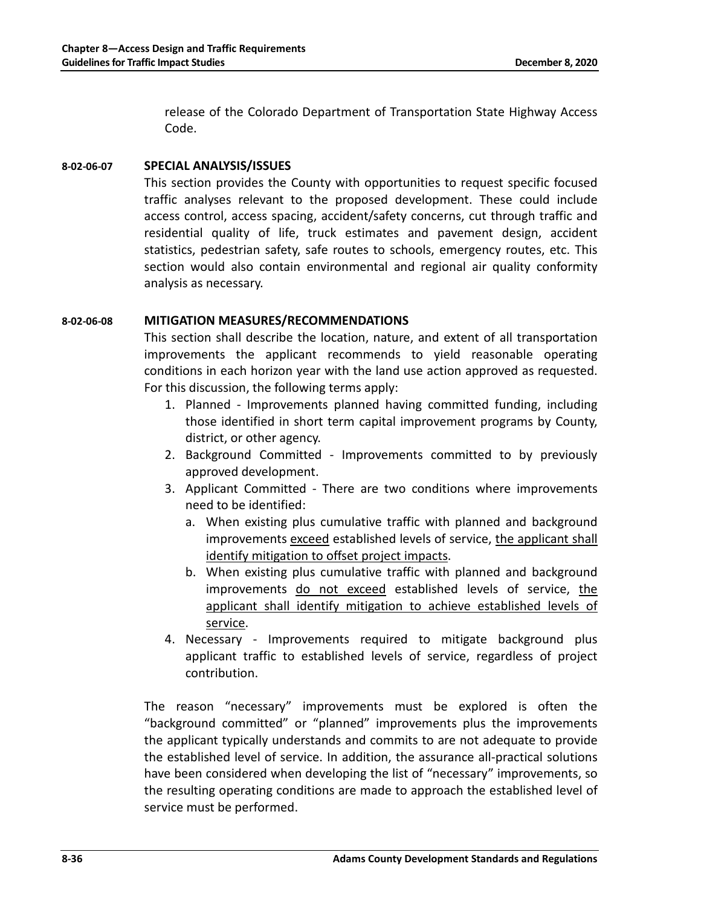release of the Colorado Department of Transportation State Highway Access Code.

### 8-02-06-07 SPECIAL ANALYSIS/ISSUES

This section provides the County with opportunities to request specific focused traffic analyses relevant to the proposed development. These could include access control, access spacing, accident/safety concerns, cut through traffic and residential quality of life, truck estimates and pavement design, accident statistics, pedestrian safety, safe routes to schools, emergency routes, etc. This section would also contain environmental and regional air quality conformity analysis as necessary.

### 8-02-06-08 MITIGATION MEASURES/RECOMMENDATIONS

This section shall describe the location, nature, and extent of all transportation improvements the applicant recommends to yield reasonable operating conditions in each horizon year with the land use action approved as requested. For this discussion, the following terms apply:

1. Planned - Improvements planned having committed funding, including those identified in short term capital improvement programs by County, district, or other agency.
2. Background Committed - Improvements committed to by previously approved development.
3. Applicant Committed - There are two conditions where improvements need to be identified:
   a. When existing plus cumulative traffic with planned and background improvements <u>exceed</u> established levels of service, <u>the applicant shall identify mitigation to offset project impacts</u>.
   b. When existing plus cumulative traffic with planned and background improvements <u>do not exceed</u> established levels of service, <u>the applicant shall identify mitigation to achieve established levels of service</u>.
4. Necessary - Improvements required to mitigate background plus applicant traffic to established levels of service, regardless of project contribution.

The reason "necessary" improvements must be explored is often the "background committed" or "planned" improvements plus the improvements the applicant typically understands and commits to are not adequate to provide the established level of service. In addition, the assurance all-practical solutions have been considered when developing the list of "necessary" improvements, so the resulting operating conditions are made to approach the established level of service must be performed.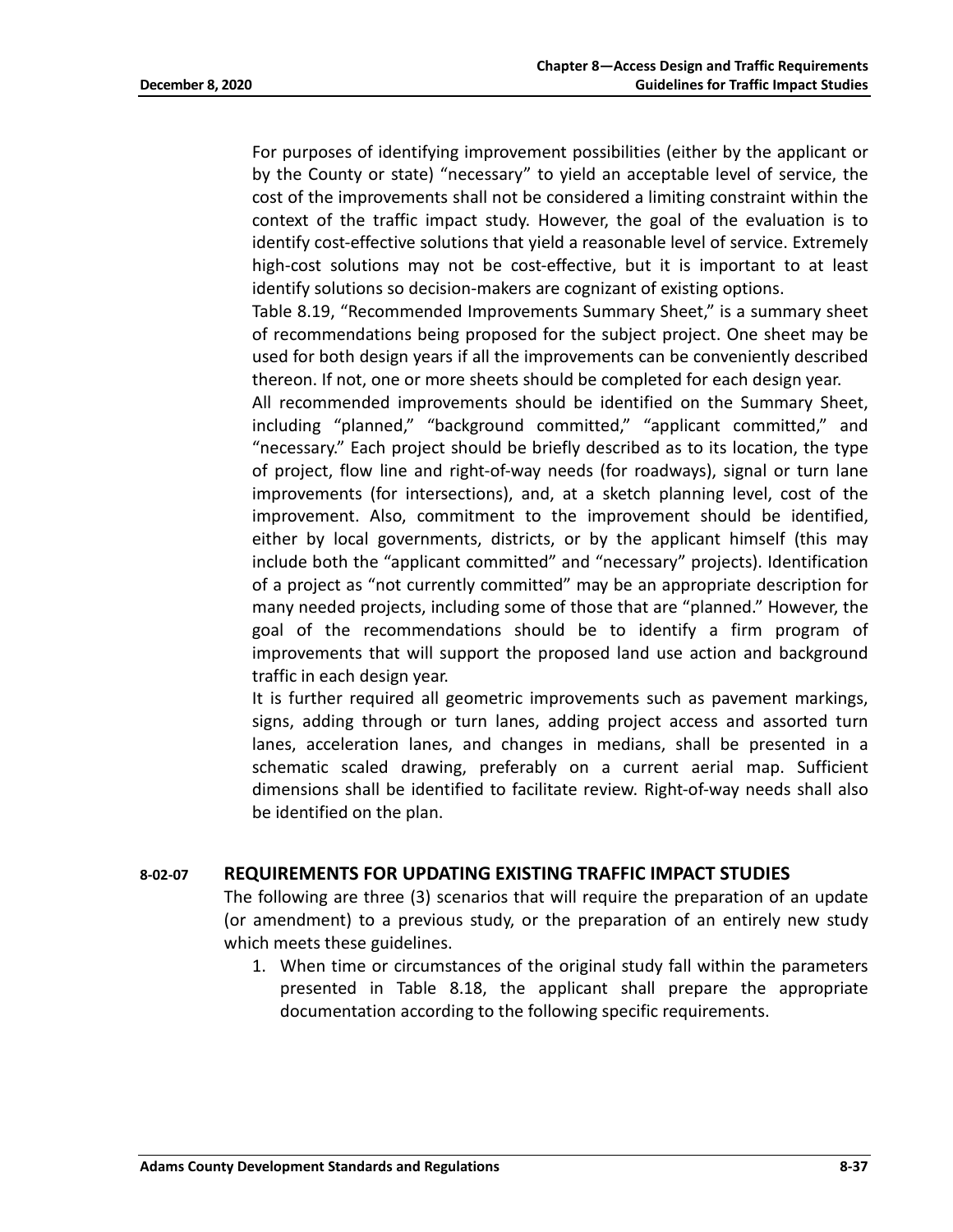For purposes of identifying improvement possibilities (either by the applicant or by the County or state) "necessary" to yield an acceptable level of service, the cost of the improvements shall not be considered a limiting constraint within the context of the traffic impact study. However, the goal of the evaluation is to identify cost-effective solutions that yield a reasonable level of service. Extremely high-cost solutions may not be cost-effective, but it is important to at least identify solutions so decision-makers are cognizant of existing options.

Table 8.19, "Recommended Improvements Summary Sheet," is a summary sheet of recommendations being proposed for the subject project. One sheet may be used for both design years if all the improvements can be conveniently described thereon. If not, one or more sheets should be completed for each design year.

All recommended improvements should be identified on the Summary Sheet, including "planned," "background committed," "applicant committed," and "necessary." Each project should be briefly described as to its location, the type of project, flow line and right-of-way needs (for roadways), signal or turn lane improvements (for intersections), and, at a sketch planning level, cost of the improvement. Also, commitment to the improvement should be identified, either by local governments, districts, or by the applicant himself (this may include both the "applicant committed" and "necessary" projects). Identification of a project as "not currently committed" may be an appropriate description for many needed projects, including some of those that are "planned." However, the goal of the recommendations should be to identify a firm program of improvements that will support the proposed land use action and background traffic in each design year.

It is further required all geometric improvements such as pavement markings, signs, adding through or turn lanes, adding project access and assorted turn lanes, acceleration lanes, and changes in medians, shall be presented in a schematic scaled drawing, preferably on a current aerial map. Sufficient dimensions shall be identified to facilitate review. Right-of-way needs shall also be identified on the plan.

## 8-02-07 REQUIREMENTS FOR UPDATING EXISTING TRAFFIC IMPACT STUDIES

The following are three (3) scenarios that will require the preparation of an update (or amendment) to a previous study, or the preparation of an entirely new study which meets these guidelines.

1. When time or circumstances of the original study fall within the parameters presented in Table 8.18, the applicant shall prepare the appropriate documentation according to the following specific requirements.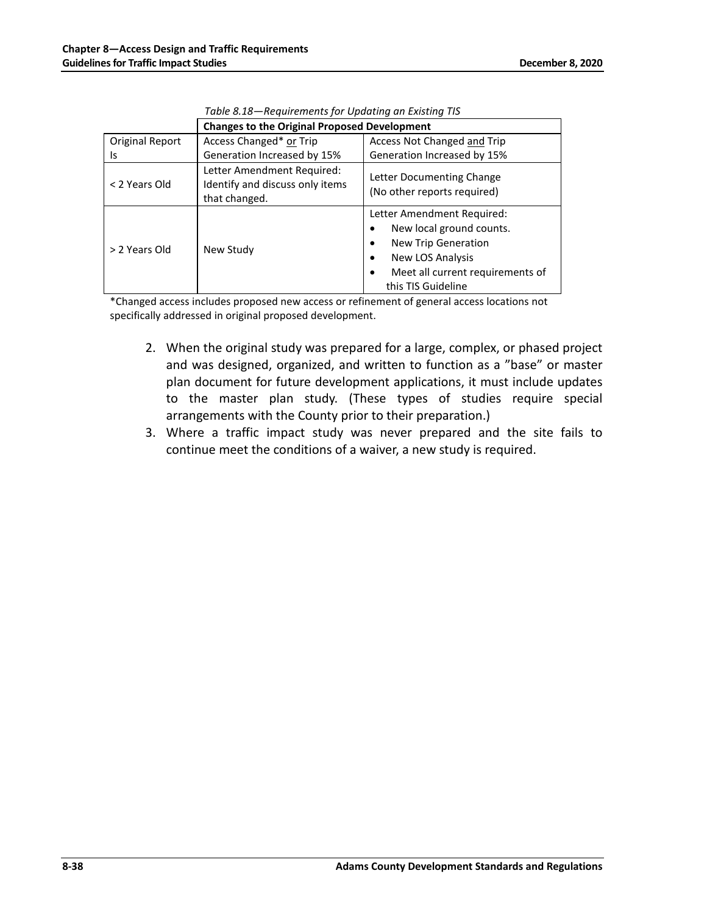*Table 8.18—Requirements for Updating an Existing TIS*

| | Changes to the Original Proposed Development | |
|---|---|---|
| Original Report Is | Access Changed* or Trip Generation Increased by 15% | Access Not Changed and Trip Generation Increased by 15% |
| < 2 Years Old | Letter Amendment Required: Identify and discuss only items that changed. | Letter Documenting Change (No other reports required) |
| > 2 Years Old | New Study | Letter Amendment Required: <br>• New local ground counts. <br>• New Trip Generation <br>• New LOS Analysis <br>• Meet all current requirements of this TIS Guideline |

*Changed access includes proposed new access or refinement of general access locations not specifically addressed in original proposed development.

2. When the original study was prepared for a large, complex, or phased project and was designed, organized, and written to function as a "base" or master plan document for future development applications, it must include updates to the master plan study. (These types of studies require special arrangements with the County prior to their preparation.)
3. Where a traffic impact study was never prepared and the site fails to continue meet the conditions of a waiver, a new study is required.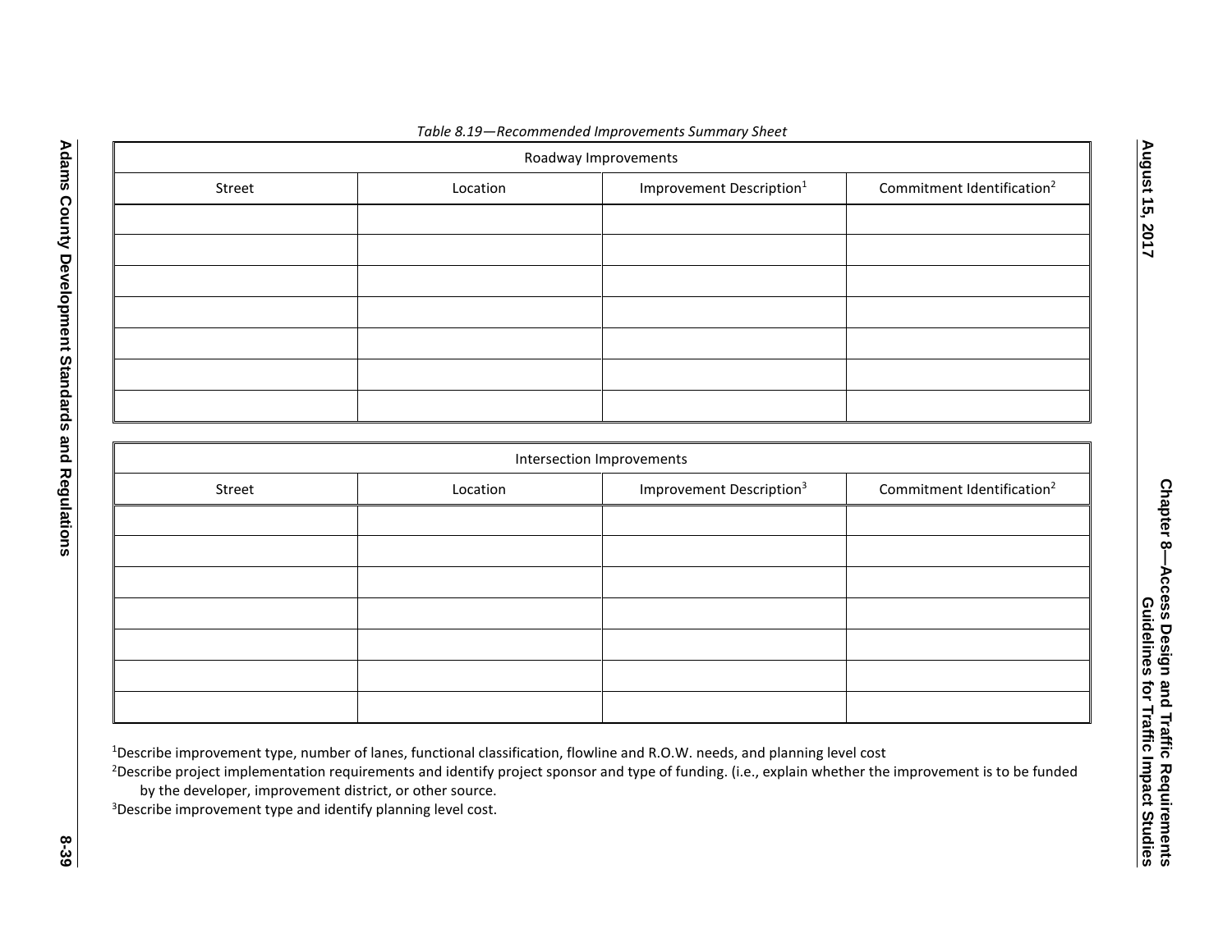*Table 8.19—Recommended Improvements Summary Sheet*

| Roadway Improvements | | | |
|---|---|---|---|
| Street | Location | Improvement Description[1] | Commitment Identification[2] |
| | | | |
| | | | |
| | | | |
| | | | |
| | | | |
| | | | |
| | | | |

| Intersection Improvements | | | |
|---|---|---|---|
| Street | Location | Improvement Description[3] | Commitment Identification[2] |
| | | | |
| | | | |
| | | | |
| | | | |
| | | | |
| | | | |
| | | | |

[1]Describe improvement type, number of lanes, functional classification, flowline and R.O.W. needs, and planning level cost

[2]Describe project implementation requirements and identify project sponsor and type of funding. (i.e., explain whether the improvement is to be funded by the developer, improvement district, or other source.

[3]Describe improvement type and identify planning level cost.